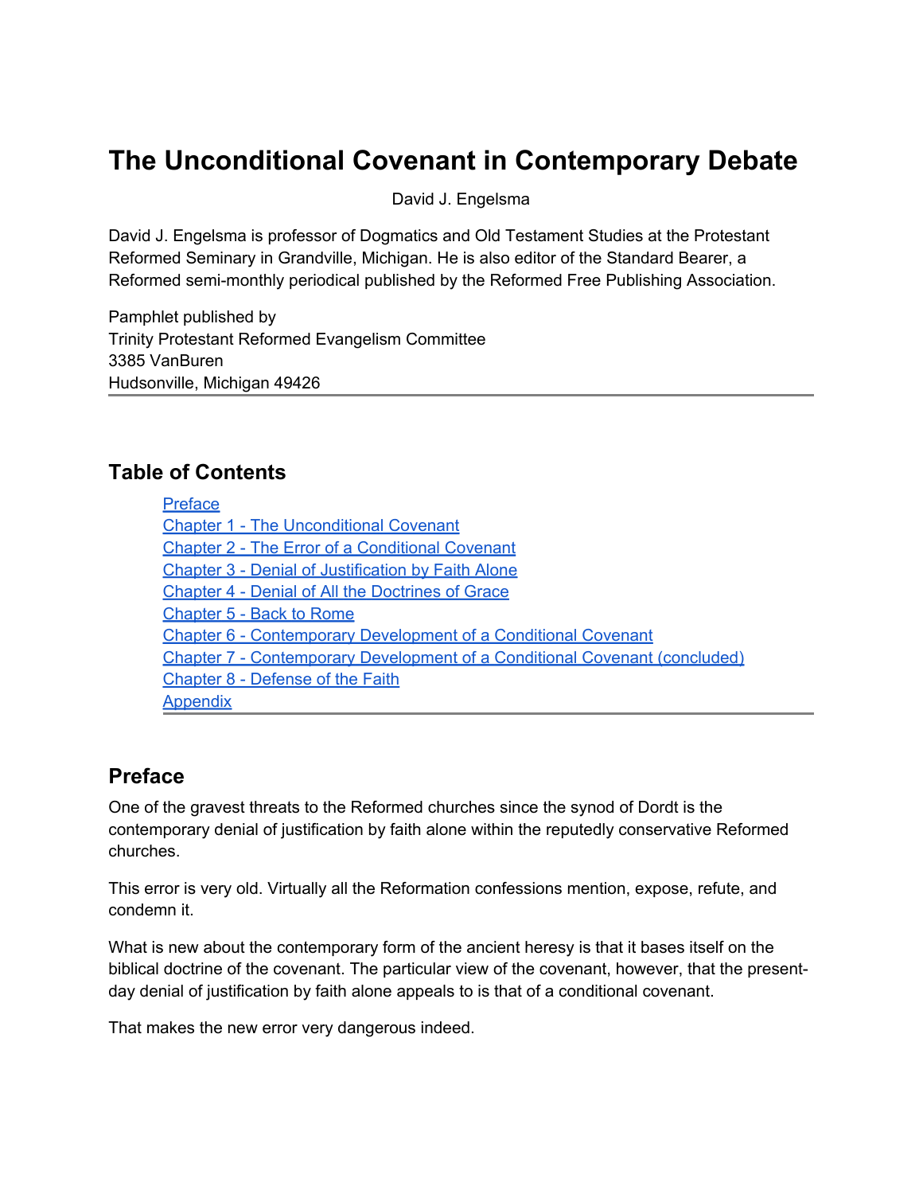# The Unconditional Covenant in Contemporary Debate

David J. Engelsma

David J. Engelsma is professor of Dogmatics and Old Testament Studies at the Protestant Reformed Seminary in Grandville, Michigan. He is also editor of the Standard Bearer, a Reformed semi-monthly periodical published by the Reformed Free Publishing Association.

Pamphlet published by
Trinity Protestant Reformed Evangelism Committee
3385 VanBuren
Hudsonville, Michigan 49426

---

## Table of Contents

- Preface
- Chapter 1 - The Unconditional Covenant
- Chapter 2 - The Error of a Conditional Covenant
- Chapter 3 - Denial of Justification by Faith Alone
- Chapter 4 - Denial of All the Doctrines of Grace
- Chapter 5 - Back to Rome
- Chapter 6 - Contemporary Development of a Conditional Covenant
- Chapter 7 - Contemporary Development of a Conditional Covenant (concluded)
- Chapter 8 - Defense of the Faith
- Appendix

---

## Preface

One of the gravest threats to the Reformed churches since the synod of Dordt is the contemporary denial of justification by faith alone within the reputedly conservative Reformed churches.

This error is very old. Virtually all the Reformation confessions mention, expose, refute, and condemn it.

What is new about the contemporary form of the ancient heresy is that it bases itself on the biblical doctrine of the covenant. The particular view of the covenant, however, that the present-day denial of justification by faith alone appeals to is that of a conditional covenant.

That makes the new error very dangerous indeed.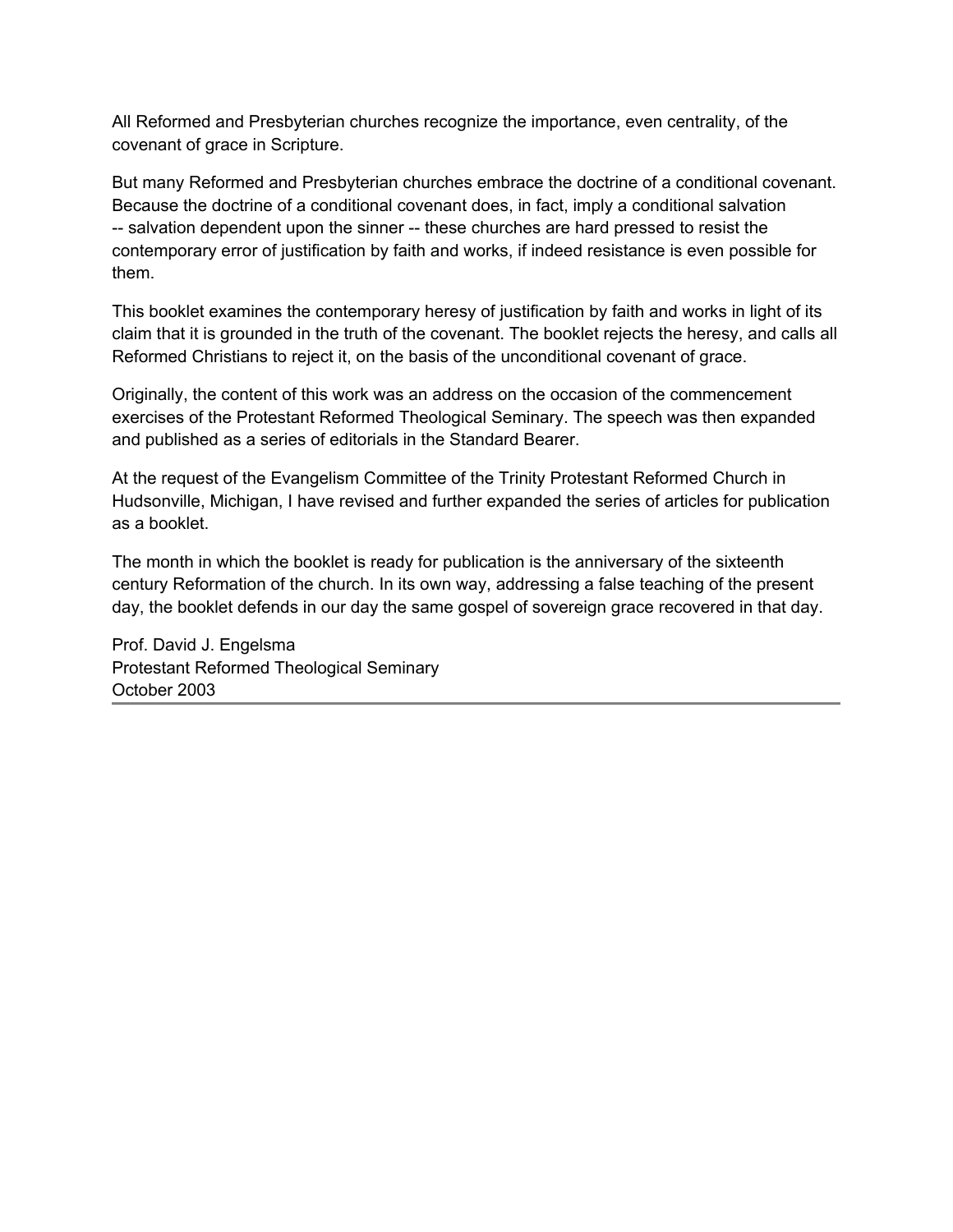All Reformed and Presbyterian churches recognize the importance, even centrality, of the covenant of grace in Scripture.

But many Reformed and Presbyterian churches embrace the doctrine of a conditional covenant. Because the doctrine of a conditional covenant does, in fact, imply a conditional salvation -- salvation dependent upon the sinner -- these churches are hard pressed to resist the contemporary error of justification by faith and works, if indeed resistance is even possible for them.

This booklet examines the contemporary heresy of justification by faith and works in light of its claim that it is grounded in the truth of the covenant. The booklet rejects the heresy, and calls all Reformed Christians to reject it, on the basis of the unconditional covenant of grace.

Originally, the content of this work was an address on the occasion of the commencement exercises of the Protestant Reformed Theological Seminary. The speech was then expanded and published as a series of editorials in the Standard Bearer.

At the request of the Evangelism Committee of the Trinity Protestant Reformed Church in Hudsonville, Michigan, I have revised and further expanded the series of articles for publication as a booklet.

The month in which the booklet is ready for publication is the anniversary of the sixteenth century Reformation of the church. In its own way, addressing a false teaching of the present day, the booklet defends in our day the same gospel of sovereign grace recovered in that day.

Prof. David J. Engelsma  
Protestant Reformed Theological Seminary  
October 2003

---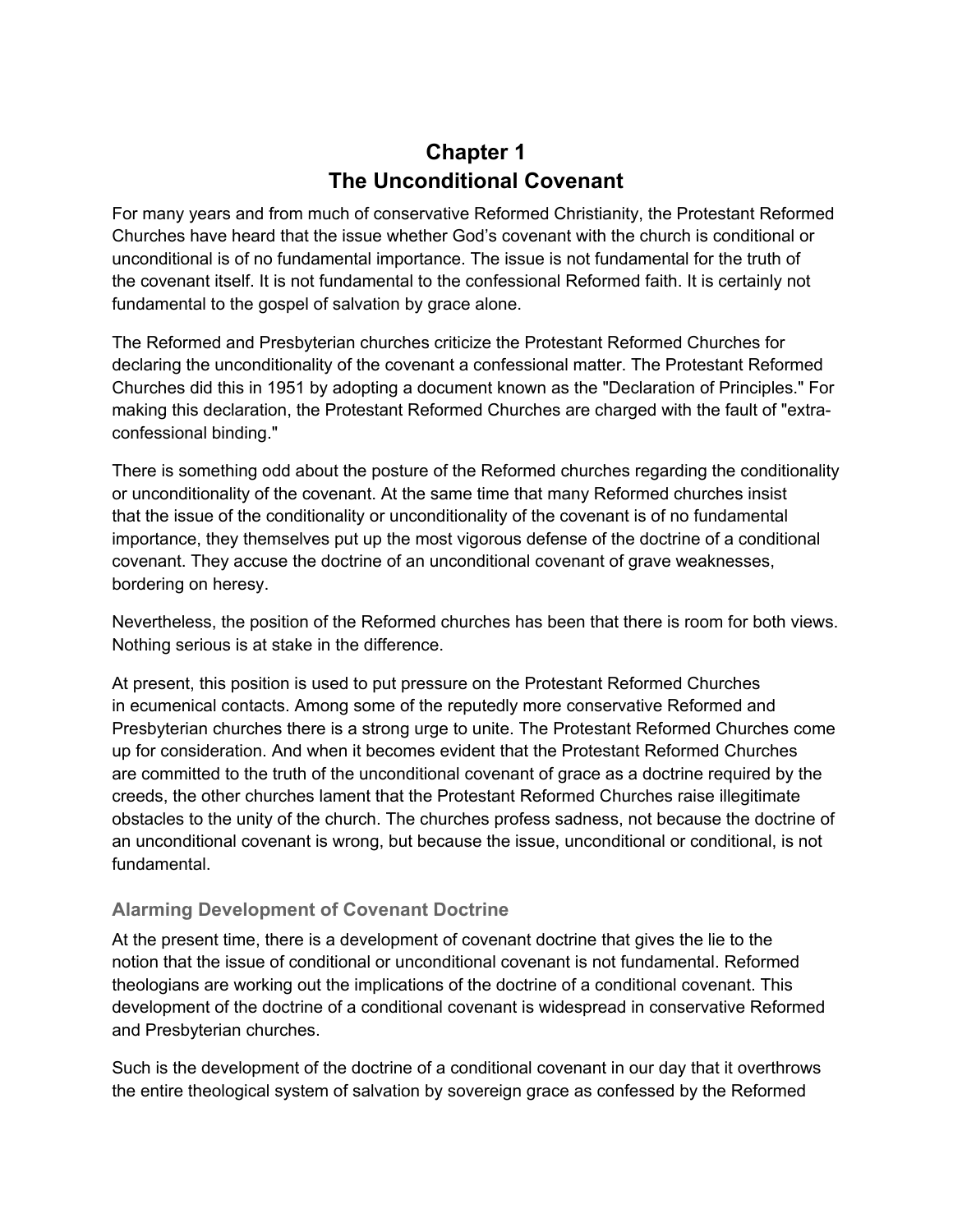# Chapter 1
# The Unconditional Covenant

For many years and from much of conservative Reformed Christianity, the Protestant Reformed Churches have heard that the issue whether God's covenant with the church is conditional or unconditional is of no fundamental importance. The issue is not fundamental for the truth of the covenant itself. It is not fundamental to the confessional Reformed faith. It is certainly not fundamental to the gospel of salvation by grace alone.

The Reformed and Presbyterian churches criticize the Protestant Reformed Churches for declaring the unconditionality of the covenant a confessional matter. The Protestant Reformed Churches did this in 1951 by adopting a document known as the "Declaration of Principles." For making this declaration, the Protestant Reformed Churches are charged with the fault of "extra-confessional binding."

There is something odd about the posture of the Reformed churches regarding the conditionality or unconditionality of the covenant. At the same time that many Reformed churches insist that the issue of the conditionality or unconditionality of the covenant is of no fundamental importance, they themselves put up the most vigorous defense of the doctrine of a conditional covenant. They accuse the doctrine of an unconditional covenant of grave weaknesses, bordering on heresy.

Nevertheless, the position of the Reformed churches has been that there is room for both views. Nothing serious is at stake in the difference.

At present, this position is used to put pressure on the Protestant Reformed Churches in ecumenical contacts. Among some of the reputedly more conservative Reformed and Presbyterian churches there is a strong urge to unite. The Protestant Reformed Churches come up for consideration. And when it becomes evident that the Protestant Reformed Churches are committed to the truth of the unconditional covenant of grace as a doctrine required by the creeds, the other churches lament that the Protestant Reformed Churches raise illegitimate obstacles to the unity of the church. The churches profess sadness, not because the doctrine of an unconditional covenant is wrong, but because the issue, unconditional or conditional, is not fundamental.

## Alarming Development of Covenant Doctrine

At the present time, there is a development of covenant doctrine that gives the lie to the notion that the issue of conditional or unconditional covenant is not fundamental. Reformed theologians are working out the implications of the doctrine of a conditional covenant. This development of the doctrine of a conditional covenant is widespread in conservative Reformed and Presbyterian churches.

Such is the development of the doctrine of a conditional covenant in our day that it overthrows the entire theological system of salvation by sovereign grace as confessed by the Reformed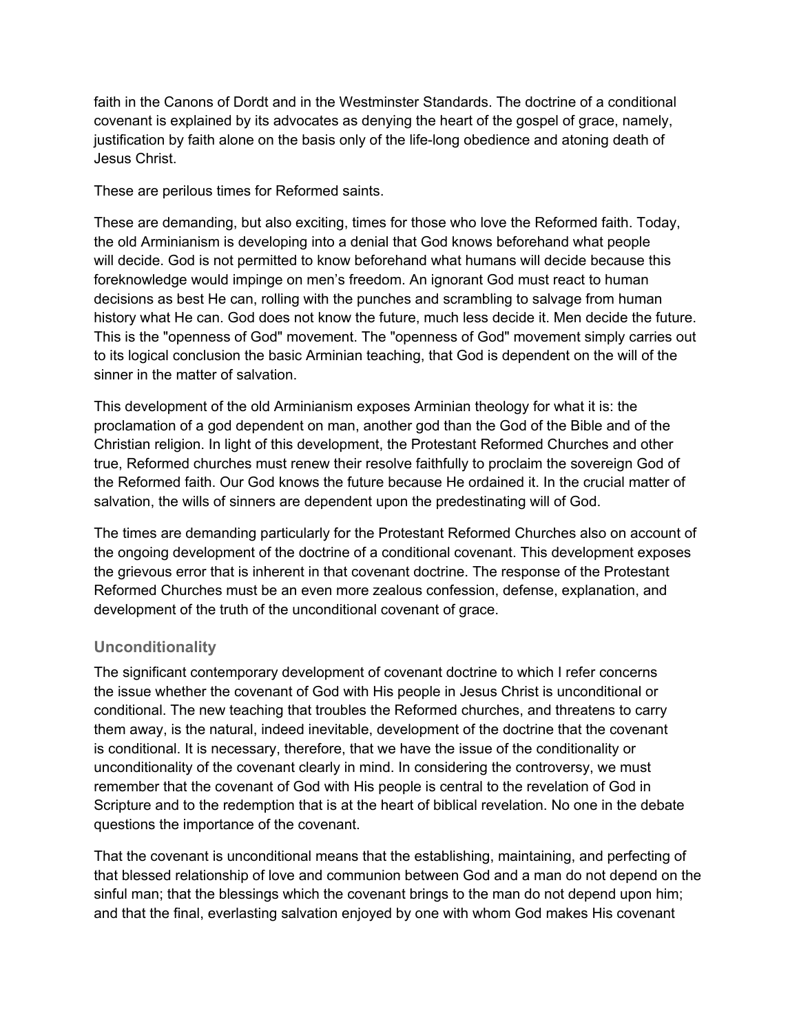faith in the Canons of Dordt and in the Westminster Standards. The doctrine of a conditional covenant is explained by its advocates as denying the heart of the gospel of grace, namely, justification by faith alone on the basis only of the life-long obedience and atoning death of Jesus Christ.

These are perilous times for Reformed saints.

These are demanding, but also exciting, times for those who love the Reformed faith. Today, the old Arminianism is developing into a denial that God knows beforehand what people will decide. God is not permitted to know beforehand what humans will decide because this foreknowledge would impinge on men's freedom. An ignorant God must react to human decisions as best He can, rolling with the punches and scrambling to salvage from human history what He can. God does not know the future, much less decide it. Men decide the future. This is the "openness of God" movement. The "openness of God" movement simply carries out to its logical conclusion the basic Arminian teaching, that God is dependent on the will of the sinner in the matter of salvation.

This development of the old Arminianism exposes Arminian theology for what it is: the proclamation of a god dependent on man, another god than the God of the Bible and of the Christian religion. In light of this development, the Protestant Reformed Churches and other true, Reformed churches must renew their resolve faithfully to proclaim the sovereign God of the Reformed faith. Our God knows the future because He ordained it. In the crucial matter of salvation, the wills of sinners are dependent upon the predestinating will of God.

The times are demanding particularly for the Protestant Reformed Churches also on account of the ongoing development of the doctrine of a conditional covenant. This development exposes the grievous error that is inherent in that covenant doctrine. The response of the Protestant Reformed Churches must be an even more zealous confession, defense, explanation, and development of the truth of the unconditional covenant of grace.

### Unconditionality

The significant contemporary development of covenant doctrine to which I refer concerns the issue whether the covenant of God with His people in Jesus Christ is unconditional or conditional. The new teaching that troubles the Reformed churches, and threatens to carry them away, is the natural, indeed inevitable, development of the doctrine that the covenant is conditional. It is necessary, therefore, that we have the issue of the conditionality or unconditionality of the covenant clearly in mind. In considering the controversy, we must remember that the covenant of God with His people is central to the revelation of God in Scripture and to the redemption that is at the heart of biblical revelation. No one in the debate questions the importance of the covenant.

That the covenant is unconditional means that the establishing, maintaining, and perfecting of that blessed relationship of love and communion between God and a man do not depend on the sinful man; that the blessings which the covenant brings to the man do not depend upon him; and that the final, everlasting salvation enjoyed by one with whom God makes His covenant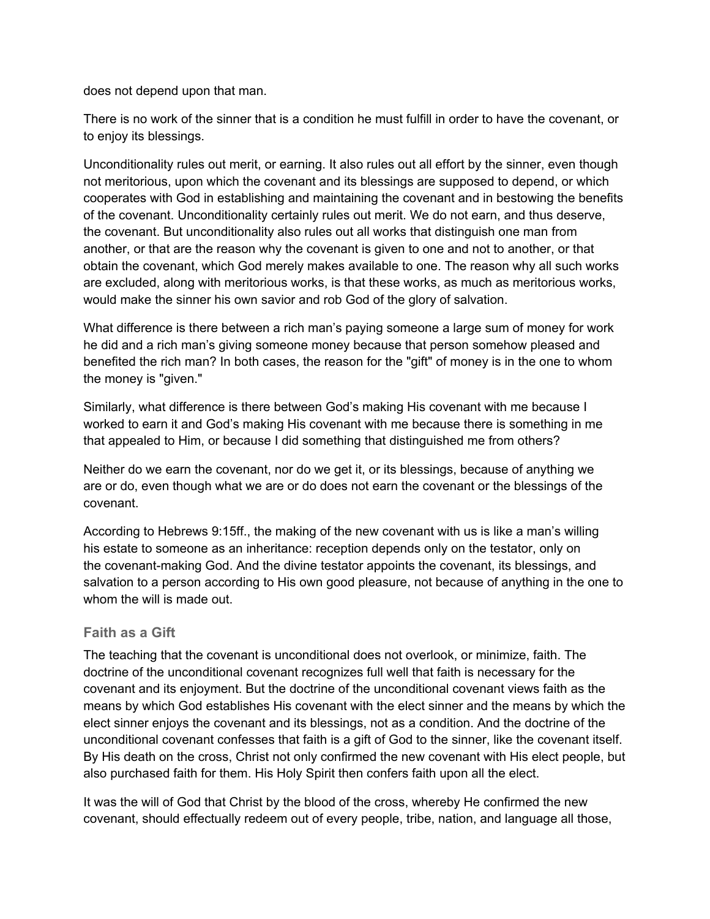does not depend upon that man.

There is no work of the sinner that is a condition he must fulfill in order to have the covenant, or to enjoy its blessings.

Unconditionality rules out merit, or earning. It also rules out all effort by the sinner, even though not meritorious, upon which the covenant and its blessings are supposed to depend, or which cooperates with God in establishing and maintaining the covenant and in bestowing the benefits of the covenant. Unconditionality certainly rules out merit. We do not earn, and thus deserve, the covenant. But unconditionality also rules out all works that distinguish one man from another, or that are the reason why the covenant is given to one and not to another, or that obtain the covenant, which God merely makes available to one. The reason why all such works are excluded, along with meritorious works, is that these works, as much as meritorious works, would make the sinner his own savior and rob God of the glory of salvation.

What difference is there between a rich man's paying someone a large sum of money for work he did and a rich man's giving someone money because that person somehow pleased and benefited the rich man? In both cases, the reason for the "gift" of money is in the one to whom the money is "given."

Similarly, what difference is there between God's making His covenant with me because I worked to earn it and God's making His covenant with me because there is something in me that appealed to Him, or because I did something that distinguished me from others?

Neither do we earn the covenant, nor do we get it, or its blessings, because of anything we are or do, even though what we are or do does not earn the covenant or the blessings of the covenant.

According to Hebrews 9:15ff., the making of the new covenant with us is like a man's willing his estate to someone as an inheritance: reception depends only on the testator, only on the covenant-making God. And the divine testator appoints the covenant, its blessings, and salvation to a person according to His own good pleasure, not because of anything in the one to whom the will is made out.

### Faith as a Gift

The teaching that the covenant is unconditional does not overlook, or minimize, faith. The doctrine of the unconditional covenant recognizes full well that faith is necessary for the covenant and its enjoyment. But the doctrine of the unconditional covenant views faith as the means by which God establishes His covenant with the elect sinner and the means by which the elect sinner enjoys the covenant and its blessings, not as a condition. And the doctrine of the unconditional covenant confesses that faith is a gift of God to the sinner, like the covenant itself. By His death on the cross, Christ not only confirmed the new covenant with His elect people, but also purchased faith for them. His Holy Spirit then confers faith upon all the elect.

It was the will of God that Christ by the blood of the cross, whereby He confirmed the new covenant, should effectually redeem out of every people, tribe, nation, and language all those,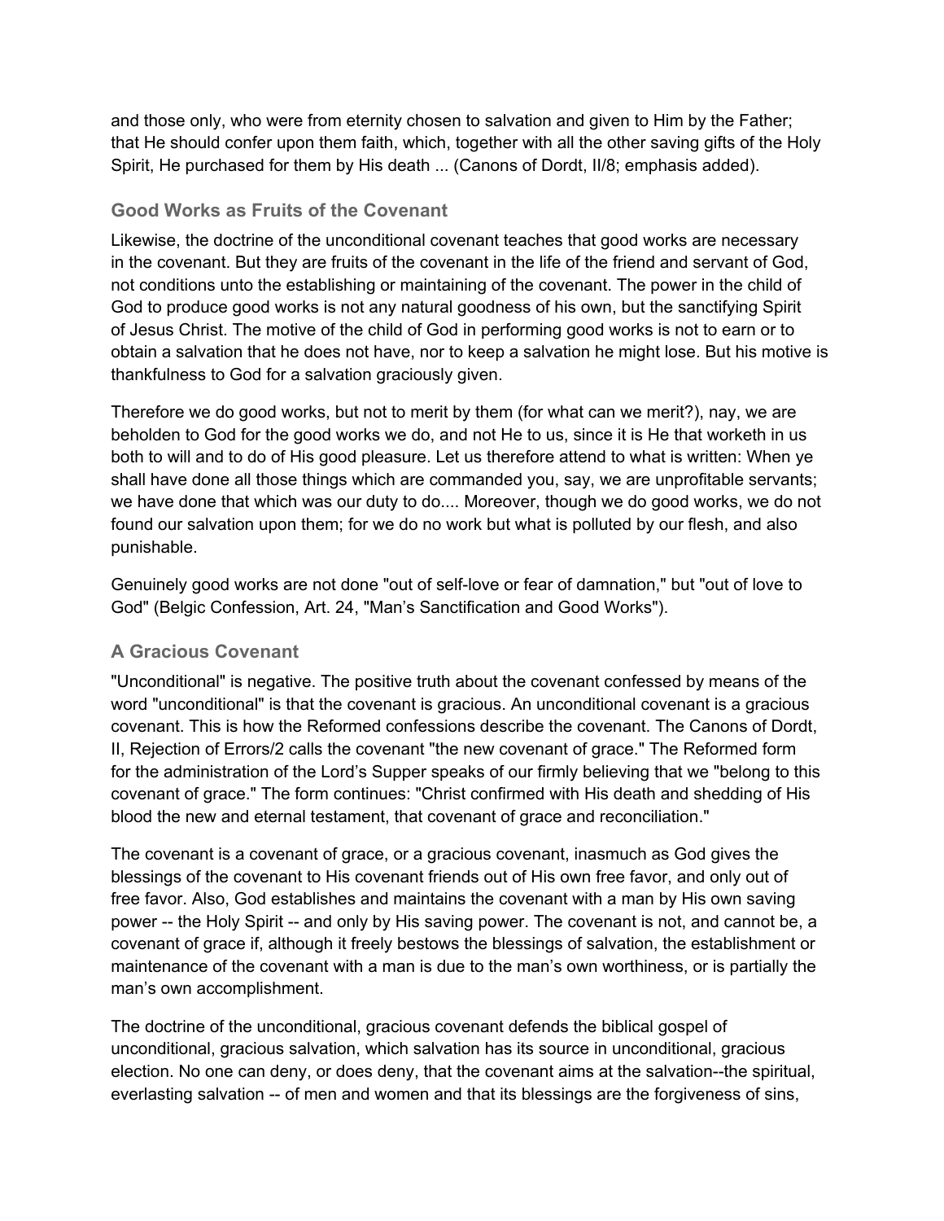and those only, who were from eternity chosen to salvation and given to Him by the Father; that He should confer upon them faith, which, together with all the other saving gifts of the Holy Spirit, He purchased for them by His death ... (Canons of Dordt, II/8; emphasis added).

### Good Works as Fruits of the Covenant

Likewise, the doctrine of the unconditional covenant teaches that good works are necessary in the covenant. But they are fruits of the covenant in the life of the friend and servant of God, not conditions unto the establishing or maintaining of the covenant. The power in the child of God to produce good works is not any natural goodness of his own, but the sanctifying Spirit of Jesus Christ. The motive of the child of God in performing good works is not to earn or to obtain a salvation that he does not have, nor to keep a salvation he might lose. But his motive is thankfulness to God for a salvation graciously given.

Therefore we do good works, but not to merit by them (for what can we merit?), nay, we are beholden to God for the good works we do, and not He to us, since it is He that worketh in us both to will and to do of His good pleasure. Let us therefore attend to what is written: When ye shall have done all those things which are commanded you, say, we are unprofitable servants; we have done that which was our duty to do.... Moreover, though we do good works, we do not found our salvation upon them; for we do no work but what is polluted by our flesh, and also punishable.

Genuinely good works are not done "out of self-love or fear of damnation," but "out of love to God" (Belgic Confession, Art. 24, "Man's Sanctification and Good Works").

### A Gracious Covenant

"Unconditional" is negative. The positive truth about the covenant confessed by means of the word "unconditional" is that the covenant is gracious. An unconditional covenant is a gracious covenant. This is how the Reformed confessions describe the covenant. The Canons of Dordt, II, Rejection of Errors/2 calls the covenant "the new covenant of grace." The Reformed form for the administration of the Lord's Supper speaks of our firmly believing that we "belong to this covenant of grace." The form continues: "Christ confirmed with His death and shedding of His blood the new and eternal testament, that covenant of grace and reconciliation."

The covenant is a covenant of grace, or a gracious covenant, inasmuch as God gives the blessings of the covenant to His covenant friends out of His own free favor, and only out of free favor. Also, God establishes and maintains the covenant with a man by His own saving power -- the Holy Spirit -- and only by His saving power. The covenant is not, and cannot be, a covenant of grace if, although it freely bestows the blessings of salvation, the establishment or maintenance of the covenant with a man is due to the man's own worthiness, or is partially the man's own accomplishment.

The doctrine of the unconditional, gracious covenant defends the biblical gospel of unconditional, gracious salvation, which salvation has its source in unconditional, gracious election. No one can deny, or does deny, that the covenant aims at the salvation--the spiritual, everlasting salvation -- of men and women and that its blessings are the forgiveness of sins,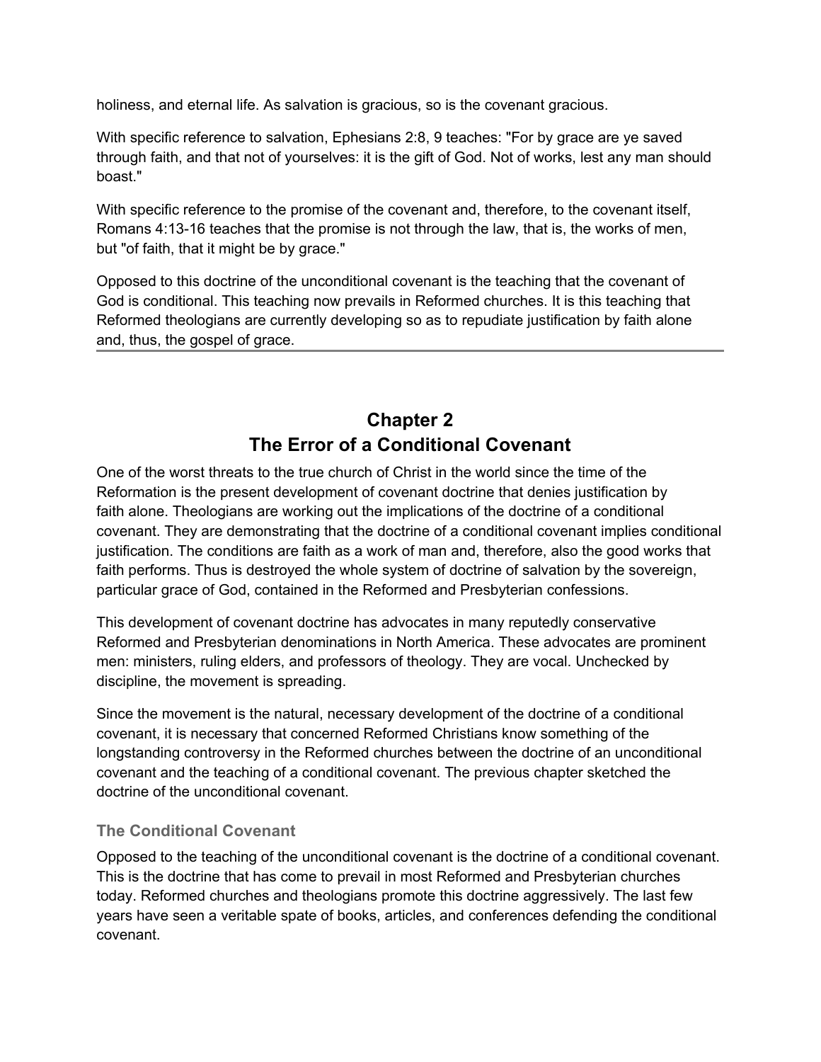holiness, and eternal life. As salvation is gracious, so is the covenant gracious.

With specific reference to salvation, Ephesians 2:8, 9 teaches: "For by grace are ye saved through faith, and that not of yourselves: it is the gift of God. Not of works, lest any man should boast."

With specific reference to the promise of the covenant and, therefore, to the covenant itself, Romans 4:13-16 teaches that the promise is not through the law, that is, the works of men, but "of faith, that it might be by grace."

Opposed to this doctrine of the unconditional covenant is the teaching that the covenant of God is conditional. This teaching now prevails in Reformed churches. It is this teaching that Reformed theologians are currently developing so as to repudiate justification by faith alone and, thus, the gospel of grace.

---

# Chapter 2
# The Error of a Conditional Covenant

One of the worst threats to the true church of Christ in the world since the time of the Reformation is the present development of covenant doctrine that denies justification by faith alone. Theologians are working out the implications of the doctrine of a conditional covenant. They are demonstrating that the doctrine of a conditional covenant implies conditional justification. The conditions are faith as a work of man and, therefore, also the good works that faith performs. Thus is destroyed the whole system of doctrine of salvation by the sovereign, particular grace of God, contained in the Reformed and Presbyterian confessions.

This development of covenant doctrine has advocates in many reputedly conservative Reformed and Presbyterian denominations in North America. These advocates are prominent men: ministers, ruling elders, and professors of theology. They are vocal. Unchecked by discipline, the movement is spreading.

Since the movement is the natural, necessary development of the doctrine of a conditional covenant, it is necessary that concerned Reformed Christians know something of the longstanding controversy in the Reformed churches between the doctrine of an unconditional covenant and the teaching of a conditional covenant. The previous chapter sketched the doctrine of the unconditional covenant.

### The Conditional Covenant

Opposed to the teaching of the unconditional covenant is the doctrine of a conditional covenant. This is the doctrine that has come to prevail in most Reformed and Presbyterian churches today. Reformed churches and theologians promote this doctrine aggressively. The last few years have seen a veritable spate of books, articles, and conferences defending the conditional covenant.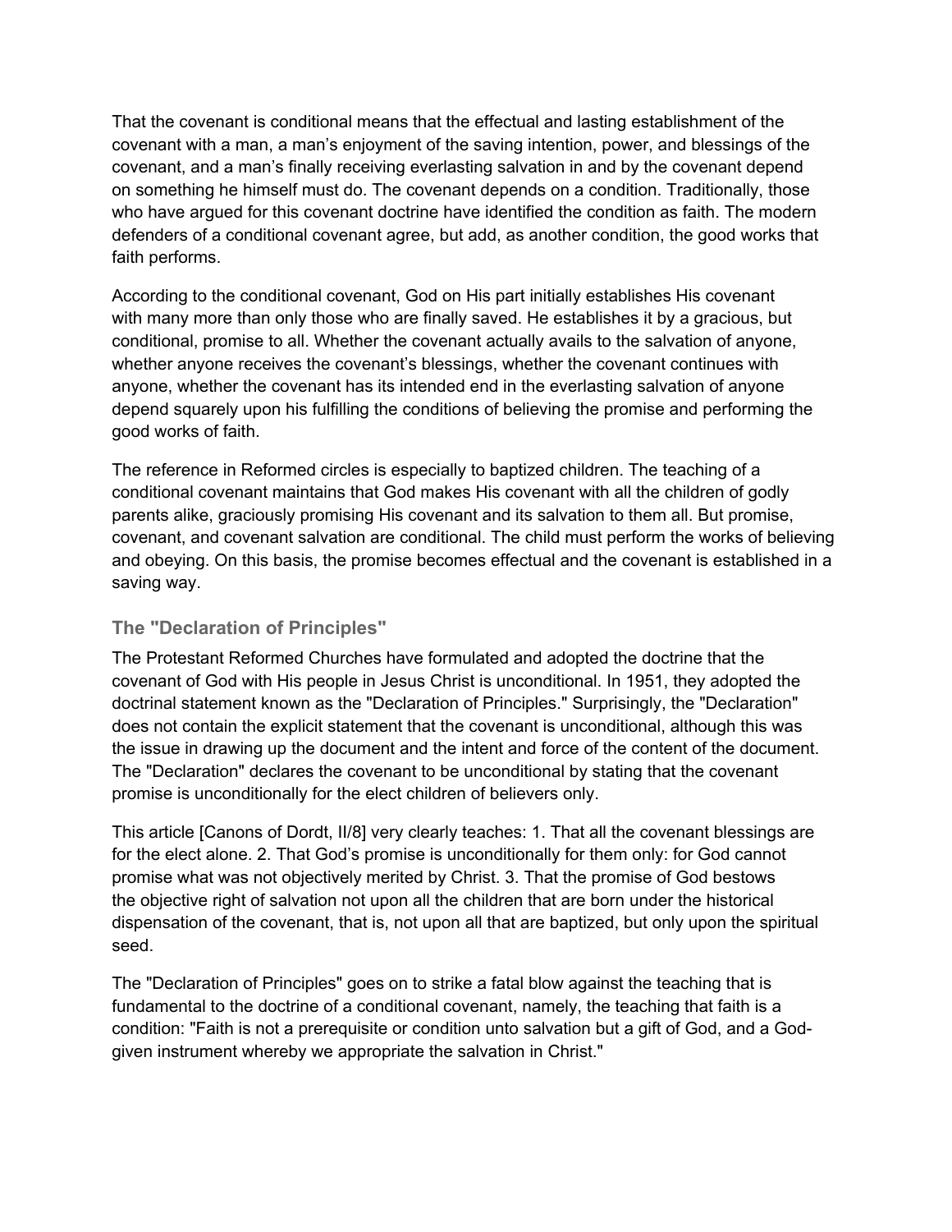That the covenant is conditional means that the effectual and lasting establishment of the covenant with a man, a man's enjoyment of the saving intention, power, and blessings of the covenant, and a man's finally receiving everlasting salvation in and by the covenant depend on something he himself must do. The covenant depends on a condition. Traditionally, those who have argued for this covenant doctrine have identified the condition as faith. The modern defenders of a conditional covenant agree, but add, as another condition, the good works that faith performs.

According to the conditional covenant, God on His part initially establishes His covenant with many more than only those who are finally saved. He establishes it by a gracious, but conditional, promise to all. Whether the covenant actually avails to the salvation of anyone, whether anyone receives the covenant's blessings, whether the covenant continues with anyone, whether the covenant has its intended end in the everlasting salvation of anyone depend squarely upon his fulfilling the conditions of believing the promise and performing the good works of faith.

The reference in Reformed circles is especially to baptized children. The teaching of a conditional covenant maintains that God makes His covenant with all the children of godly parents alike, graciously promising His covenant and its salvation to them all. But promise, covenant, and covenant salvation are conditional. The child must perform the works of believing and obeying. On this basis, the promise becomes effectual and the covenant is established in a saving way.

### The "Declaration of Principles"

The Protestant Reformed Churches have formulated and adopted the doctrine that the covenant of God with His people in Jesus Christ is unconditional. In 1951, they adopted the doctrinal statement known as the "Declaration of Principles." Surprisingly, the "Declaration" does not contain the explicit statement that the covenant is unconditional, although this was the issue in drawing up the document and the intent and force of the content of the document. The "Declaration" declares the covenant to be unconditional by stating that the covenant promise is unconditionally for the elect children of believers only.

This article [Canons of Dordt, II/8] very clearly teaches: 1. That all the covenant blessings are for the elect alone. 2. That God's promise is unconditionally for them only: for God cannot promise what was not objectively merited by Christ. 3. That the promise of God bestows the objective right of salvation not upon all the children that are born under the historical dispensation of the covenant, that is, not upon all that are baptized, but only upon the spiritual seed.

The "Declaration of Principles" goes on to strike a fatal blow against the teaching that is fundamental to the doctrine of a conditional covenant, namely, the teaching that faith is a condition: "Faith is not a prerequisite or condition unto salvation but a gift of God, and a God-given instrument whereby we appropriate the salvation in Christ."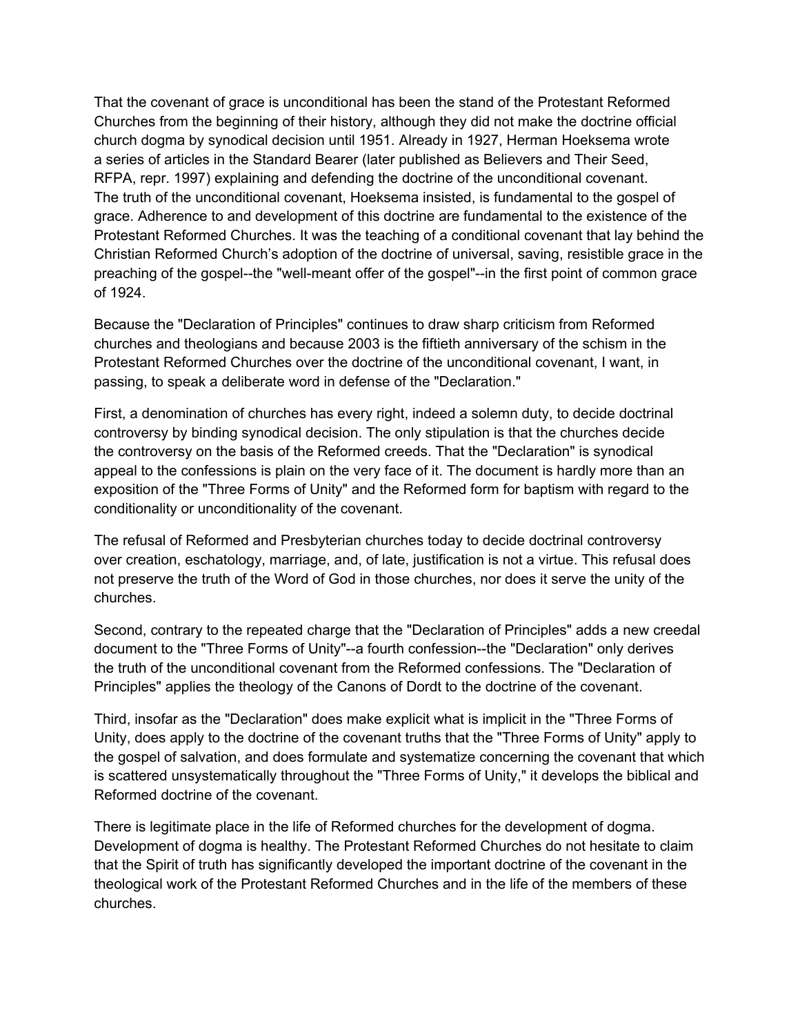That the covenant of grace is unconditional has been the stand of the Protestant Reformed Churches from the beginning of their history, although they did not make the doctrine official church dogma by synodical decision until 1951. Already in 1927, Herman Hoeksema wrote a series of articles in the Standard Bearer (later published as Believers and Their Seed, RFPA, repr. 1997) explaining and defending the doctrine of the unconditional covenant. The truth of the unconditional covenant, Hoeksema insisted, is fundamental to the gospel of grace. Adherence to and development of this doctrine are fundamental to the existence of the Protestant Reformed Churches. It was the teaching of a conditional covenant that lay behind the Christian Reformed Church's adoption of the doctrine of universal, saving, resistible grace in the preaching of the gospel--the "well-meant offer of the gospel"--in the first point of common grace of 1924.

Because the "Declaration of Principles" continues to draw sharp criticism from Reformed churches and theologians and because 2003 is the fiftieth anniversary of the schism in the Protestant Reformed Churches over the doctrine of the unconditional covenant, I want, in passing, to speak a deliberate word in defense of the "Declaration."

First, a denomination of churches has every right, indeed a solemn duty, to decide doctrinal controversy by binding synodical decision. The only stipulation is that the churches decide the controversy on the basis of the Reformed creeds. That the "Declaration" is synodical appeal to the confessions is plain on the very face of it. The document is hardly more than an exposition of the "Three Forms of Unity" and the Reformed form for baptism with regard to the conditionality or unconditionality of the covenant.

The refusal of Reformed and Presbyterian churches today to decide doctrinal controversy over creation, eschatology, marriage, and, of late, justification is not a virtue. This refusal does not preserve the truth of the Word of God in those churches, nor does it serve the unity of the churches.

Second, contrary to the repeated charge that the "Declaration of Principles" adds a new creedal document to the "Three Forms of Unity"--a fourth confession--the "Declaration" only derives the truth of the unconditional covenant from the Reformed confessions. The "Declaration of Principles" applies the theology of the Canons of Dordt to the doctrine of the covenant.

Third, insofar as the "Declaration" does make explicit what is implicit in the "Three Forms of Unity, does apply to the doctrine of the covenant truths that the "Three Forms of Unity" apply to the gospel of salvation, and does formulate and systematize concerning the covenant that which is scattered unsystematically throughout the "Three Forms of Unity," it develops the biblical and Reformed doctrine of the covenant.

There is legitimate place in the life of Reformed churches for the development of dogma. Development of dogma is healthy. The Protestant Reformed Churches do not hesitate to claim that the Spirit of truth has significantly developed the important doctrine of the covenant in the theological work of the Protestant Reformed Churches and in the life of the members of these churches.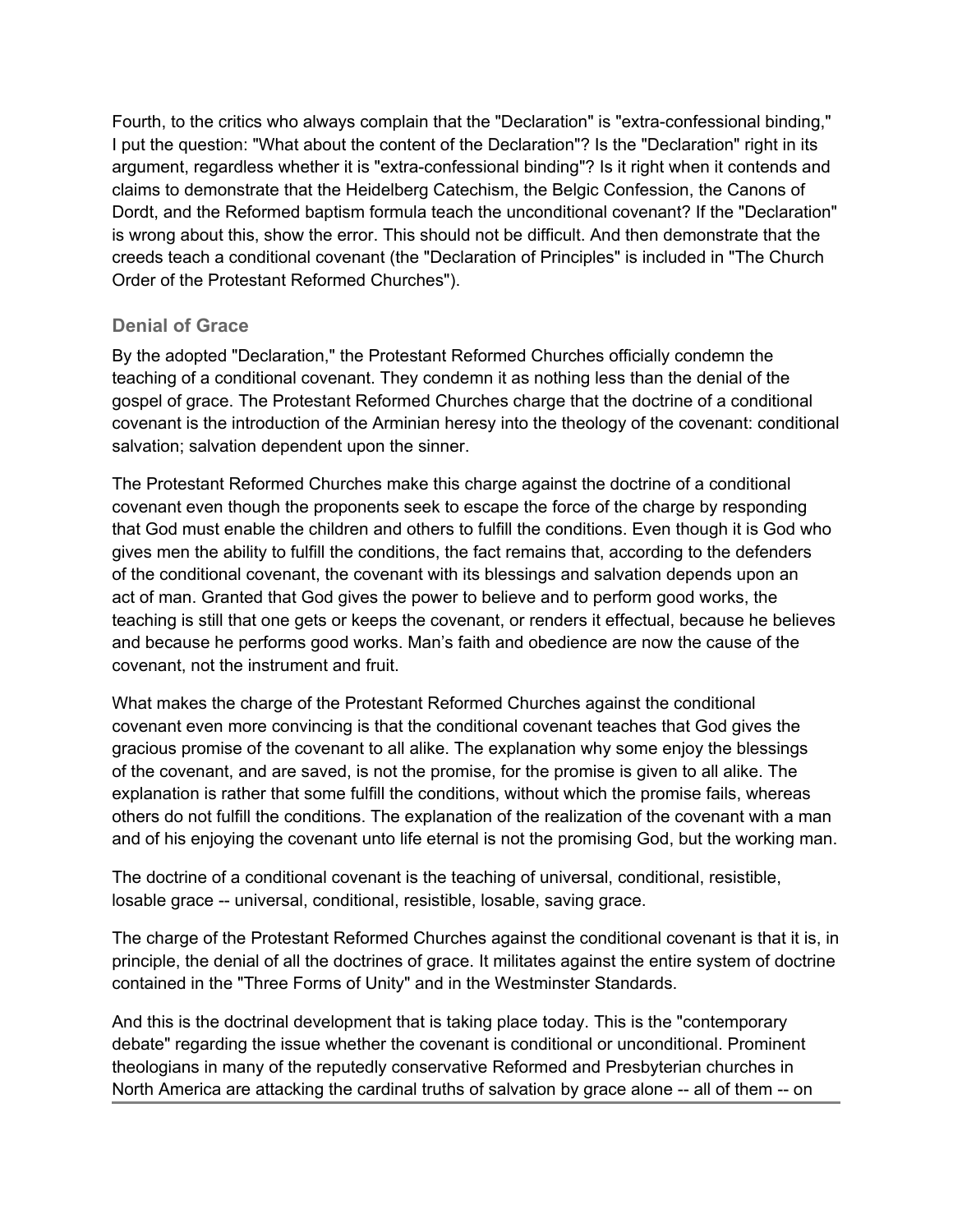Fourth, to the critics who always complain that the "Declaration" is "extra-confessional binding," I put the question: "What about the content of the Declaration"? Is the "Declaration" right in its argument, regardless whether it is "extra-confessional binding"? Is it right when it contends and claims to demonstrate that the Heidelberg Catechism, the Belgic Confession, the Canons of Dordt, and the Reformed baptism formula teach the unconditional covenant? If the "Declaration" is wrong about this, show the error. This should not be difficult. And then demonstrate that the creeds teach a conditional covenant (the "Declaration of Principles" is included in "The Church Order of the Protestant Reformed Churches").

### Denial of Grace

By the adopted "Declaration," the Protestant Reformed Churches officially condemn the teaching of a conditional covenant. They condemn it as nothing less than the denial of the gospel of grace. The Protestant Reformed Churches charge that the doctrine of a conditional covenant is the introduction of the Arminian heresy into the theology of the covenant: conditional salvation; salvation dependent upon the sinner.

The Protestant Reformed Churches make this charge against the doctrine of a conditional covenant even though the proponents seek to escape the force of the charge by responding that God must enable the children and others to fulfill the conditions. Even though it is God who gives men the ability to fulfill the conditions, the fact remains that, according to the defenders of the conditional covenant, the covenant with its blessings and salvation depends upon an act of man. Granted that God gives the power to believe and to perform good works, the teaching is still that one gets or keeps the covenant, or renders it effectual, because he believes and because he performs good works. Man's faith and obedience are now the cause of the covenant, not the instrument and fruit.

What makes the charge of the Protestant Reformed Churches against the conditional covenant even more convincing is that the conditional covenant teaches that God gives the gracious promise of the covenant to all alike. The explanation why some enjoy the blessings of the covenant, and are saved, is not the promise, for the promise is given to all alike. The explanation is rather that some fulfill the conditions, without which the promise fails, whereas others do not fulfill the conditions. The explanation of the realization of the covenant with a man and of his enjoying the covenant unto life eternal is not the promising God, but the working man.

The doctrine of a conditional covenant is the teaching of universal, conditional, resistible, losable grace -- universal, conditional, resistible, losable, saving grace.

The charge of the Protestant Reformed Churches against the conditional covenant is that it is, in principle, the denial of all the doctrines of grace. It militates against the entire system of doctrine contained in the "Three Forms of Unity" and in the Westminster Standards.

And this is the doctrinal development that is taking place today. This is the "contemporary debate" regarding the issue whether the covenant is conditional or unconditional. Prominent theologians in many of the reputedly conservative Reformed and Presbyterian churches in North America are attacking the cardinal truths of salvation by grace alone -- all of them -- on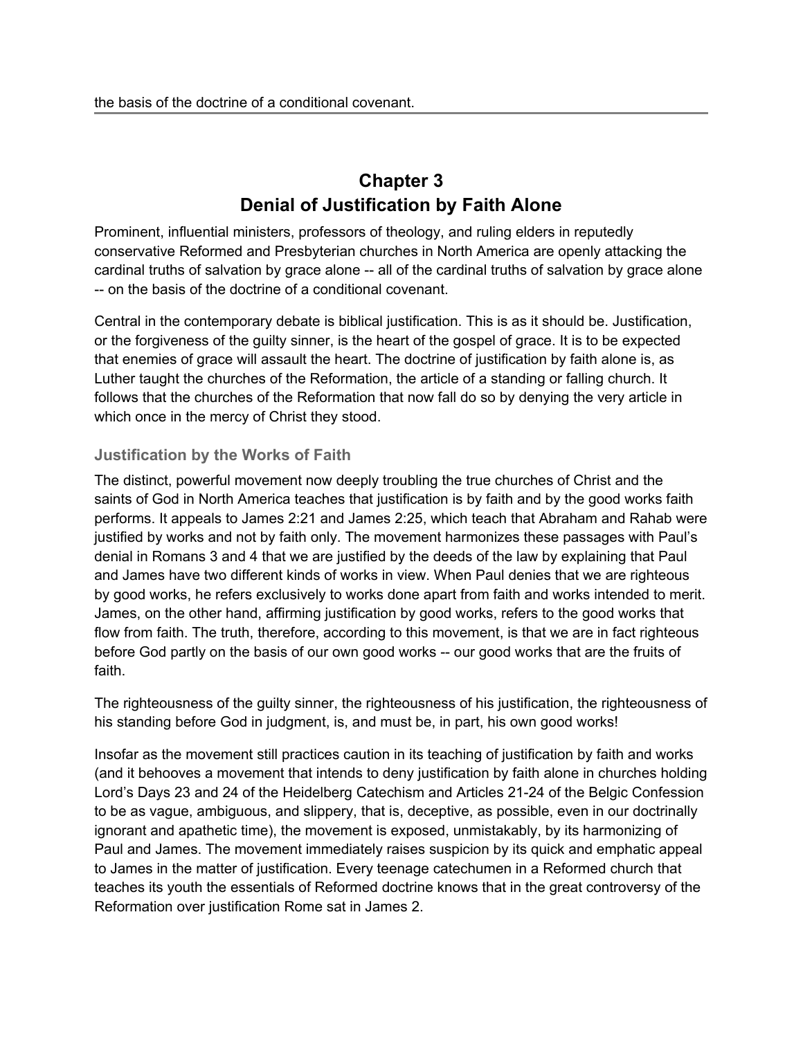the basis of the doctrine of a conditional covenant.

# Chapter 3
# Denial of Justification by Faith Alone

Prominent, influential ministers, professors of theology, and ruling elders in reputedly conservative Reformed and Presbyterian churches in North America are openly attacking the cardinal truths of salvation by grace alone -- all of the cardinal truths of salvation by grace alone -- on the basis of the doctrine of a conditional covenant.

Central in the contemporary debate is biblical justification. This is as it should be. Justification, or the forgiveness of the guilty sinner, is the heart of the gospel of grace. It is to be expected that enemies of grace will assault the heart. The doctrine of justification by faith alone is, as Luther taught the churches of the Reformation, the article of a standing or falling church. It follows that the churches of the Reformation that now fall do so by denying the very article in which once in the mercy of Christ they stood.

### Justification by the Works of Faith

The distinct, powerful movement now deeply troubling the true churches of Christ and the saints of God in North America teaches that justification is by faith and by the good works faith performs. It appeals to James 2:21 and James 2:25, which teach that Abraham and Rahab were justified by works and not by faith only. The movement harmonizes these passages with Paul's denial in Romans 3 and 4 that we are justified by the deeds of the law by explaining that Paul and James have two different kinds of works in view. When Paul denies that we are righteous by good works, he refers exclusively to works done apart from faith and works intended to merit. James, on the other hand, affirming justification by good works, refers to the good works that flow from faith. The truth, therefore, according to this movement, is that we are in fact righteous before God partly on the basis of our own good works -- our good works that are the fruits of faith.

The righteousness of the guilty sinner, the righteousness of his justification, the righteousness of his standing before God in judgment, is, and must be, in part, his own good works!

Insofar as the movement still practices caution in its teaching of justification by faith and works (and it behooves a movement that intends to deny justification by faith alone in churches holding Lord's Days 23 and 24 of the Heidelberg Catechism and Articles 21-24 of the Belgic Confession to be as vague, ambiguous, and slippery, that is, deceptive, as possible, even in our doctrinally ignorant and apathetic time), the movement is exposed, unmistakably, by its harmonizing of Paul and James. The movement immediately raises suspicion by its quick and emphatic appeal to James in the matter of justification. Every teenage catechumen in a Reformed church that teaches its youth the essentials of Reformed doctrine knows that in the great controversy of the Reformation over justification Rome sat in James 2.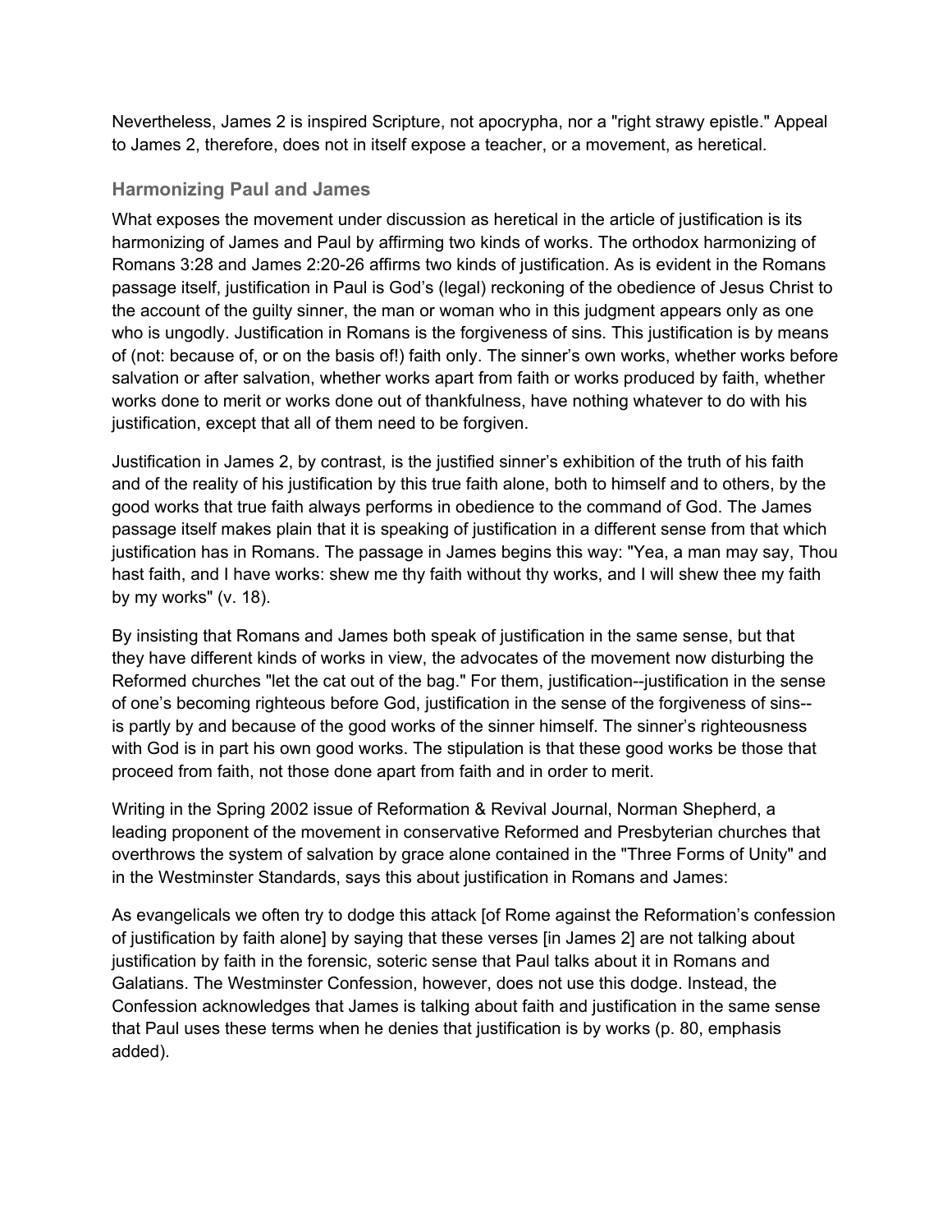Nevertheless, James 2 is inspired Scripture, not apocrypha, nor a "right strawy epistle." Appeal to James 2, therefore, does not in itself expose a teacher, or a movement, as heretical.

## Harmonizing Paul and James

What exposes the movement under discussion as heretical in the article of justification is its harmonizing of James and Paul by affirming two kinds of works. The orthodox harmonizing of Romans 3:28 and James 2:20-26 affirms two kinds of justification. As is evident in the Romans passage itself, justification in Paul is God's (legal) reckoning of the obedience of Jesus Christ to the account of the guilty sinner, the man or woman who in this judgment appears only as one who is ungodly. Justification in Romans is the forgiveness of sins. This justification is by means of (not: because of, or on the basis of!) faith only. The sinner's own works, whether works before salvation or after salvation, whether works apart from faith or works produced by faith, whether works done to merit or works done out of thankfulness, have nothing whatever to do with his justification, except that all of them need to be forgiven.

Justification in James 2, by contrast, is the justified sinner's exhibition of the truth of his faith and of the reality of his justification by this true faith alone, both to himself and to others, by the good works that true faith always performs in obedience to the command of God. The James passage itself makes plain that it is speaking of justification in a different sense from that which justification has in Romans. The passage in James begins this way: "Yea, a man may say, Thou hast faith, and I have works: shew me thy faith without thy works, and I will shew thee my faith by my works" (v. 18).

By insisting that Romans and James both speak of justification in the same sense, but that they have different kinds of works in view, the advocates of the movement now disturbing the Reformed churches "let the cat out of the bag." For them, justification--justification in the sense of one's becoming righteous before God, justification in the sense of the forgiveness of sins--is partly by and because of the good works of the sinner himself. The sinner's righteousness with God is in part his own good works. The stipulation is that these good works be those that proceed from faith, not those done apart from faith and in order to merit.

Writing in the Spring 2002 issue of Reformation & Revival Journal, Norman Shepherd, a leading proponent of the movement in conservative Reformed and Presbyterian churches that overthrows the system of salvation by grace alone contained in the "Three Forms of Unity" and in the Westminster Standards, says this about justification in Romans and James:

As evangelicals we often try to dodge this attack [of Rome against the Reformation's confession of justification by faith alone] by saying that these verses [in James 2] are not talking about justification by faith in the forensic, soteric sense that Paul talks about it in Romans and Galatians. The Westminster Confession, however, does not use this dodge. Instead, the Confession acknowledges that James is talking about faith and justification in the same sense that Paul uses these terms when he denies that justification is by works (p. 80, emphasis added).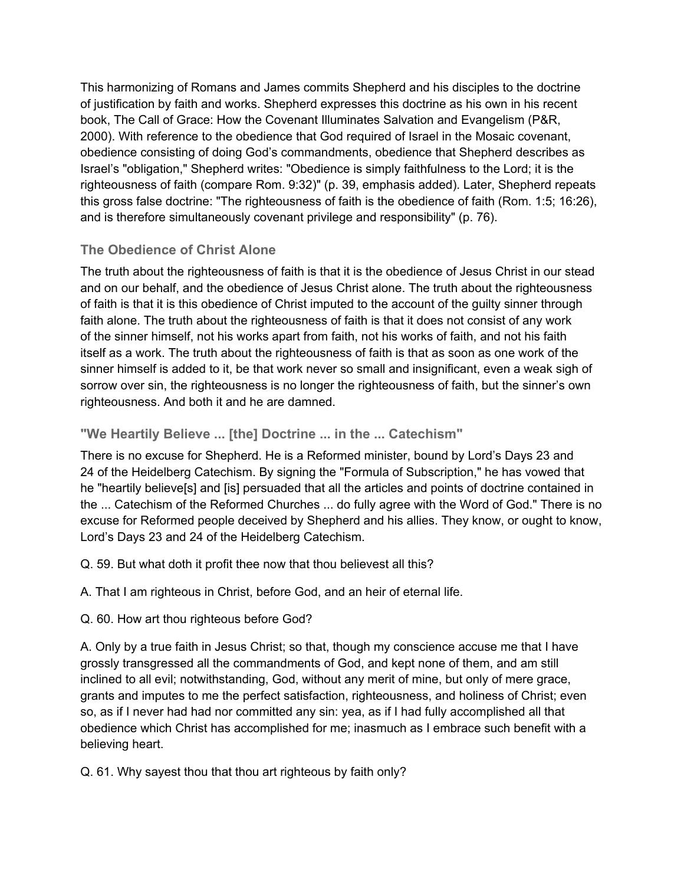This harmonizing of Romans and James commits Shepherd and his disciples to the doctrine of justification by faith and works. Shepherd expresses this doctrine as his own in his recent book, The Call of Grace: How the Covenant Illuminates Salvation and Evangelism (P&R, 2000). With reference to the obedience that God required of Israel in the Mosaic covenant, obedience consisting of doing God's commandments, obedience that Shepherd describes as Israel's "obligation," Shepherd writes: "Obedience is simply faithfulness to the Lord; it is the righteousness of faith (compare Rom. 9:32)" (p. 39, emphasis added). Later, Shepherd repeats this gross false doctrine: "The righteousness of faith is the obedience of faith (Rom. 1:5; 16:26), and is therefore simultaneously covenant privilege and responsibility" (p. 76).

### The Obedience of Christ Alone

The truth about the righteousness of faith is that it is the obedience of Jesus Christ in our stead and on our behalf, and the obedience of Jesus Christ alone. The truth about the righteousness of faith is that it is this obedience of Christ imputed to the account of the guilty sinner through faith alone. The truth about the righteousness of faith is that it does not consist of any work of the sinner himself, not his works apart from faith, not his works of faith, and not his faith itself as a work. The truth about the righteousness of faith is that as soon as one work of the sinner himself is added to it, be that work never so small and insignificant, even a weak sigh of sorrow over sin, the righteousness is no longer the righteousness of faith, but the sinner's own righteousness. And both it and he are damned.

### "We Heartily Believe ... [the] Doctrine ... in the ... Catechism"

There is no excuse for Shepherd. He is a Reformed minister, bound by Lord's Days 23 and 24 of the Heidelberg Catechism. By signing the "Formula of Subscription," he has vowed that he "heartily believe[s] and [is] persuaded that all the articles and points of doctrine contained in the ... Catechism of the Reformed Churches ... do fully agree with the Word of God." There is no excuse for Reformed people deceived by Shepherd and his allies. They know, or ought to know, Lord's Days 23 and 24 of the Heidelberg Catechism.

Q. 59. But what doth it profit thee now that thou believest all this?

A. That I am righteous in Christ, before God, and an heir of eternal life.

Q. 60. How art thou righteous before God?

A. Only by a true faith in Jesus Christ; so that, though my conscience accuse me that I have grossly transgressed all the commandments of God, and kept none of them, and am still inclined to all evil; notwithstanding, God, without any merit of mine, but only of mere grace, grants and imputes to me the perfect satisfaction, righteousness, and holiness of Christ; even so, as if I never had had nor committed any sin: yea, as if I had fully accomplished all that obedience which Christ has accomplished for me; inasmuch as I embrace such benefit with a believing heart.

Q. 61. Why sayest thou that thou art righteous by faith only?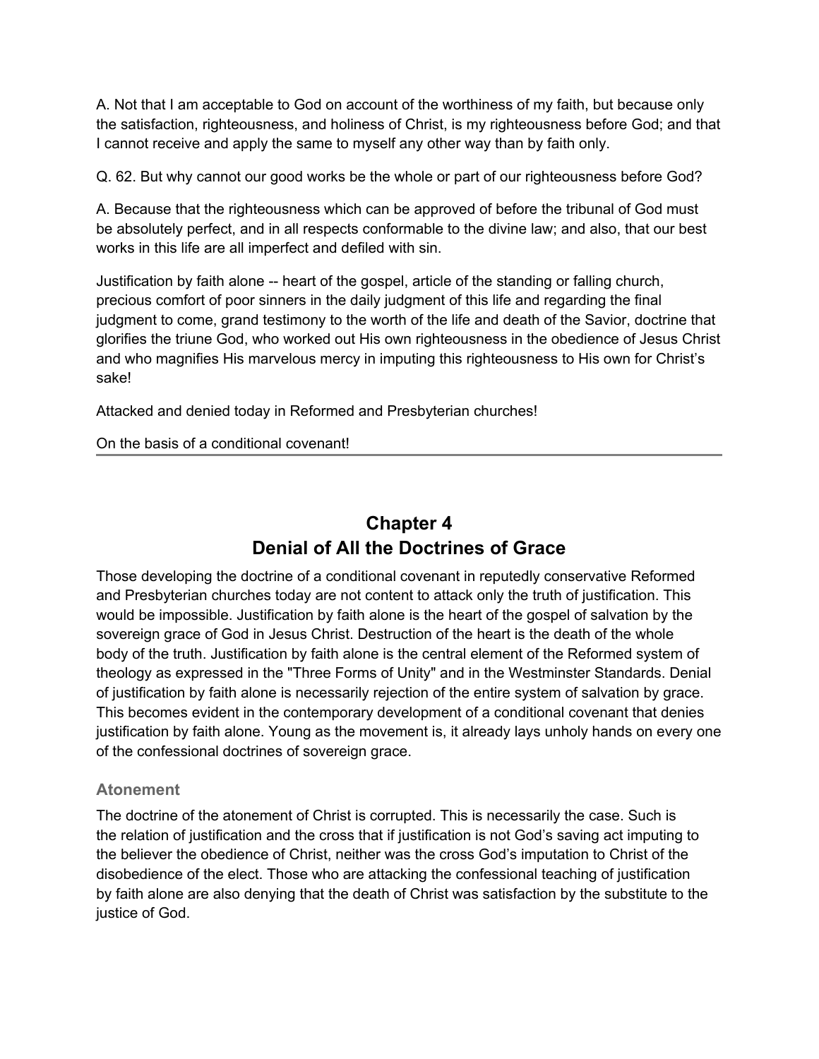A. Not that I am acceptable to God on account of the worthiness of my faith, but because only the satisfaction, righteousness, and holiness of Christ, is my righteousness before God; and that I cannot receive and apply the same to myself any other way than by faith only.

Q. 62. But why cannot our good works be the whole or part of our righteousness before God?

A. Because that the righteousness which can be approved of before the tribunal of God must be absolutely perfect, and in all respects conformable to the divine law; and also, that our best works in this life are all imperfect and defiled with sin.

Justification by faith alone -- heart of the gospel, article of the standing or falling church, precious comfort of poor sinners in the daily judgment of this life and regarding the final judgment to come, grand testimony to the worth of the life and death of the Savior, doctrine that glorifies the triune God, who worked out His own righteousness in the obedience of Jesus Christ and who magnifies His marvelous mercy in imputing this righteousness to His own for Christ's sake!

Attacked and denied today in Reformed and Presbyterian churches!

On the basis of a conditional covenant!

---

## Chapter 4
## Denial of All the Doctrines of Grace

Those developing the doctrine of a conditional covenant in reputedly conservative Reformed and Presbyterian churches today are not content to attack only the truth of justification. This would be impossible. Justification by faith alone is the heart of the gospel of salvation by the sovereign grace of God in Jesus Christ. Destruction of the heart is the death of the whole body of the truth. Justification by faith alone is the central element of the Reformed system of theology as expressed in the "Three Forms of Unity" and in the Westminster Standards. Denial of justification by faith alone is necessarily rejection of the entire system of salvation by grace. This becomes evident in the contemporary development of a conditional covenant that denies justification by faith alone. Young as the movement is, it already lays unholy hands on every one of the confessional doctrines of sovereign grace.

### Atonement

The doctrine of the atonement of Christ is corrupted. This is necessarily the case. Such is the relation of justification and the cross that if justification is not God's saving act imputing to the believer the obedience of Christ, neither was the cross God's imputation to Christ of the disobedience of the elect. Those who are attacking the confessional teaching of justification by faith alone are also denying that the death of Christ was satisfaction by the substitute to the justice of God.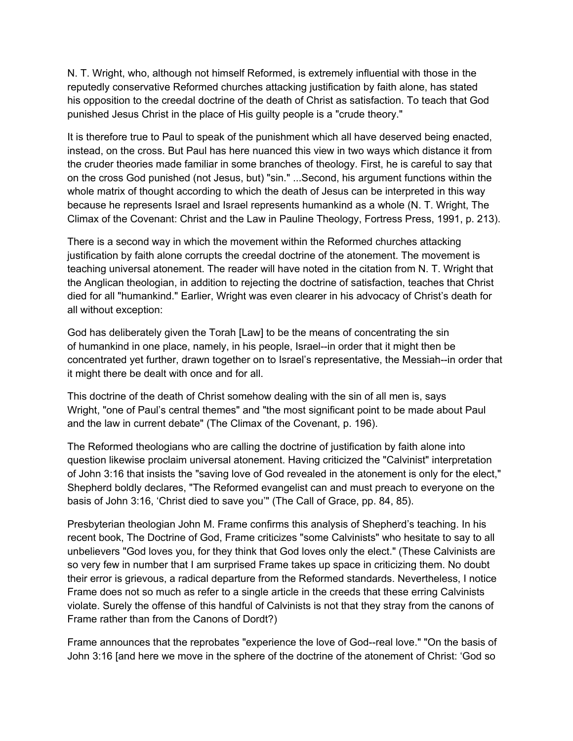N. T. Wright, who, although not himself Reformed, is extremely influential with those in the reputedly conservative Reformed churches attacking justification by faith alone, has stated his opposition to the creedal doctrine of the death of Christ as satisfaction. To teach that God punished Jesus Christ in the place of His guilty people is a "crude theory."

It is therefore true to Paul to speak of the punishment which all have deserved being enacted, instead, on the cross. But Paul has here nuanced this view in two ways which distance it from the cruder theories made familiar in some branches of theology. First, he is careful to say that on the cross God punished (not Jesus, but) "sin." ...Second, his argument functions within the whole matrix of thought according to which the death of Jesus can be interpreted in this way because he represents Israel and Israel represents humankind as a whole (N. T. Wright, The Climax of the Covenant: Christ and the Law in Pauline Theology, Fortress Press, 1991, p. 213).

There is a second way in which the movement within the Reformed churches attacking justification by faith alone corrupts the creedal doctrine of the atonement. The movement is teaching universal atonement. The reader will have noted in the citation from N. T. Wright that the Anglican theologian, in addition to rejecting the doctrine of satisfaction, teaches that Christ died for all "humankind." Earlier, Wright was even clearer in his advocacy of Christ's death for all without exception:

God has deliberately given the Torah [Law] to be the means of concentrating the sin of humankind in one place, namely, in his people, Israel--in order that it might then be concentrated yet further, drawn together on to Israel's representative, the Messiah--in order that it might there be dealt with once and for all.

This doctrine of the death of Christ somehow dealing with the sin of all men is, says Wright, "one of Paul's central themes" and "the most significant point to be made about Paul and the law in current debate" (The Climax of the Covenant, p. 196).

The Reformed theologians who are calling the doctrine of justification by faith alone into question likewise proclaim universal atonement. Having criticized the "Calvinist" interpretation of John 3:16 that insists the "saving love of God revealed in the atonement is only for the elect," Shepherd boldly declares, "The Reformed evangelist can and must preach to everyone on the basis of John 3:16, 'Christ died to save you'" (The Call of Grace, pp. 84, 85).

Presbyterian theologian John M. Frame confirms this analysis of Shepherd's teaching. In his recent book, The Doctrine of God, Frame criticizes "some Calvinists" who hesitate to say to all unbelievers "God loves you, for they think that God loves only the elect." (These Calvinists are so very few in number that I am surprised Frame takes up space in criticizing them. No doubt their error is grievous, a radical departure from the Reformed standards. Nevertheless, I notice Frame does not so much as refer to a single article in the creeds that these erring Calvinists violate. Surely the offense of this handful of Calvinists is not that they stray from the canons of Frame rather than from the Canons of Dordt?)

Frame announces that the reprobates "experience the love of God--real love." "On the basis of John 3:16 [and here we move in the sphere of the doctrine of the atonement of Christ: 'God so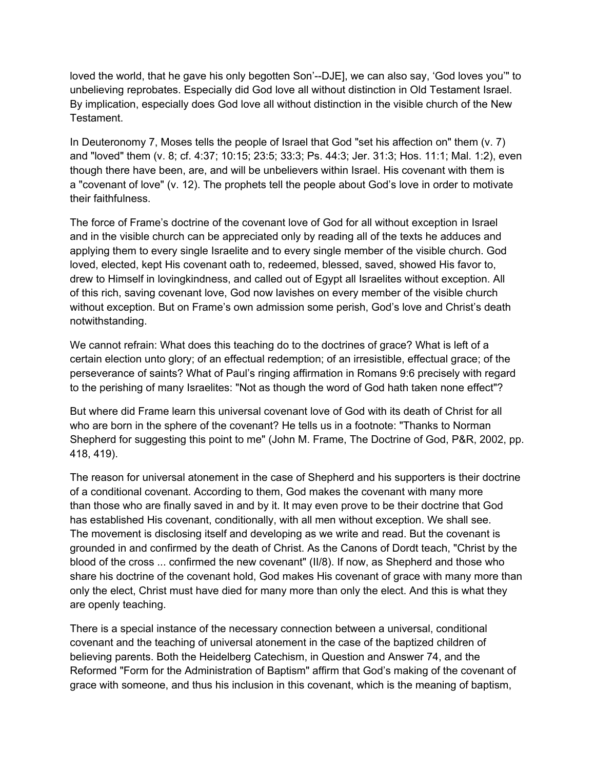loved the world, that he gave his only begotten Son'--DJE], we can also say, 'God loves you'" to unbelieving reprobates. Especially did God love all without distinction in Old Testament Israel. By implication, especially does God love all without distinction in the visible church of the New Testament.

In Deuteronomy 7, Moses tells the people of Israel that God "set his affection on" them (v. 7) and "loved" them (v. 8; cf. 4:37; 10:15; 23:5; 33:3; Ps. 44:3; Jer. 31:3; Hos. 11:1; Mal. 1:2), even though there have been, are, and will be unbelievers within Israel. His covenant with them is a "covenant of love" (v. 12). The prophets tell the people about God's love in order to motivate their faithfulness.

The force of Frame's doctrine of the covenant love of God for all without exception in Israel and in the visible church can be appreciated only by reading all of the texts he adduces and applying them to every single Israelite and to every single member of the visible church. God loved, elected, kept His covenant oath to, redeemed, blessed, saved, showed His favor to, drew to Himself in lovingkindness, and called out of Egypt all Israelites without exception. All of this rich, saving covenant love, God now lavishes on every member of the visible church without exception. But on Frame's own admission some perish, God's love and Christ's death notwithstanding.

We cannot refrain: What does this teaching do to the doctrines of grace? What is left of a certain election unto glory; of an effectual redemption; of an irresistible, effectual grace; of the perseverance of saints? What of Paul's ringing affirmation in Romans 9:6 precisely with regard to the perishing of many Israelites: "Not as though the word of God hath taken none effect"?

But where did Frame learn this universal covenant love of God with its death of Christ for all who are born in the sphere of the covenant? He tells us in a footnote: "Thanks to Norman Shepherd for suggesting this point to me" (John M. Frame, The Doctrine of God, P&R, 2002, pp. 418, 419).

The reason for universal atonement in the case of Shepherd and his supporters is their doctrine of a conditional covenant. According to them, God makes the covenant with many more than those who are finally saved in and by it. It may even prove to be their doctrine that God has established His covenant, conditionally, with all men without exception. We shall see. The movement is disclosing itself and developing as we write and read. But the covenant is grounded in and confirmed by the death of Christ. As the Canons of Dordt teach, "Christ by the blood of the cross ... confirmed the new covenant" (II/8). If now, as Shepherd and those who share his doctrine of the covenant hold, God makes His covenant of grace with many more than only the elect, Christ must have died for many more than only the elect. And this is what they are openly teaching.

There is a special instance of the necessary connection between a universal, conditional covenant and the teaching of universal atonement in the case of the baptized children of believing parents. Both the Heidelberg Catechism, in Question and Answer 74, and the Reformed "Form for the Administration of Baptism" affirm that God's making of the covenant of grace with someone, and thus his inclusion in this covenant, which is the meaning of baptism,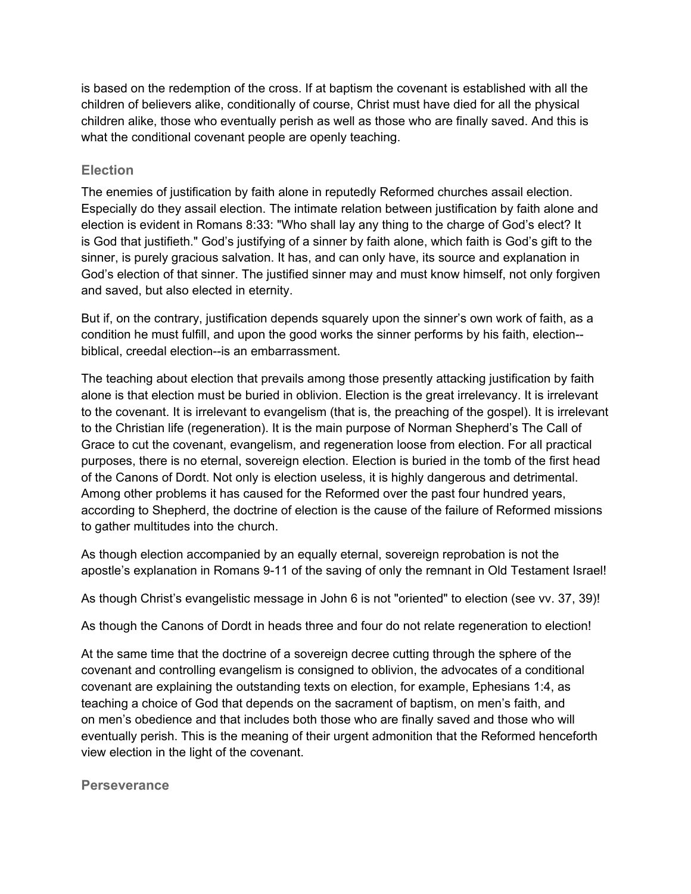is based on the redemption of the cross. If at baptism the covenant is established with all the children of believers alike, conditionally of course, Christ must have died for all the physical children alike, those who eventually perish as well as those who are finally saved. And this is what the conditional covenant people are openly teaching.

### Election

The enemies of justification by faith alone in reputedly Reformed churches assail election. Especially do they assail election. The intimate relation between justification by faith alone and election is evident in Romans 8:33: "Who shall lay any thing to the charge of God's elect? It is God that justifieth." God's justifying of a sinner by faith alone, which faith is God's gift to the sinner, is purely gracious salvation. It has, and can only have, its source and explanation in God's election of that sinner. The justified sinner may and must know himself, not only forgiven and saved, but also elected in eternity.

But if, on the contrary, justification depends squarely upon the sinner's own work of faith, as a condition he must fulfill, and upon the good works the sinner performs by his faith, election--biblical, creedal election--is an embarrassment.

The teaching about election that prevails among those presently attacking justification by faith alone is that election must be buried in oblivion. Election is the great irrelevancy. It is irrelevant to the covenant. It is irrelevant to evangelism (that is, the preaching of the gospel). It is irrelevant to the Christian life (regeneration). It is the main purpose of Norman Shepherd's The Call of Grace to cut the covenant, evangelism, and regeneration loose from election. For all practical purposes, there is no eternal, sovereign election. Election is buried in the tomb of the first head of the Canons of Dordt. Not only is election useless, it is highly dangerous and detrimental. Among other problems it has caused for the Reformed over the past four hundred years, according to Shepherd, the doctrine of election is the cause of the failure of Reformed missions to gather multitudes into the church.

As though election accompanied by an equally eternal, sovereign reprobation is not the apostle's explanation in Romans 9-11 of the saving of only the remnant in Old Testament Israel!

As though Christ's evangelistic message in John 6 is not "oriented" to election (see vv. 37, 39)!

As though the Canons of Dordt in heads three and four do not relate regeneration to election!

At the same time that the doctrine of a sovereign decree cutting through the sphere of the covenant and controlling evangelism is consigned to oblivion, the advocates of a conditional covenant are explaining the outstanding texts on election, for example, Ephesians 1:4, as teaching a choice of God that depends on the sacrament of baptism, on men's faith, and on men's obedience and that includes both those who are finally saved and those who will eventually perish. This is the meaning of their urgent admonition that the Reformed henceforth view election in the light of the covenant.

### Perseverance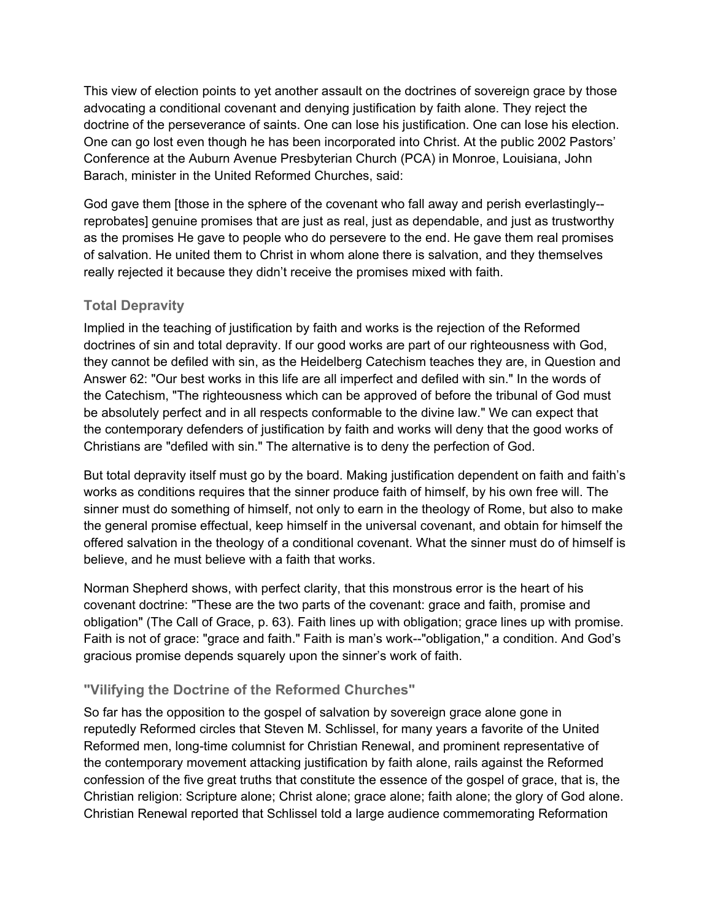This view of election points to yet another assault on the doctrines of sovereign grace by those advocating a conditional covenant and denying justification by faith alone. They reject the doctrine of the perseverance of saints. One can lose his justification. One can lose his election. One can go lost even though he has been incorporated into Christ. At the public 2002 Pastors' Conference at the Auburn Avenue Presbyterian Church (PCA) in Monroe, Louisiana, John Barach, minister in the United Reformed Churches, said:

God gave them [those in the sphere of the covenant who fall away and perish everlastingly--reprobates] genuine promises that are just as real, just as dependable, and just as trustworthy as the promises He gave to people who do persevere to the end. He gave them real promises of salvation. He united them to Christ in whom alone there is salvation, and they themselves really rejected it because they didn't receive the promises mixed with faith.

### Total Depravity

Implied in the teaching of justification by faith and works is the rejection of the Reformed doctrines of sin and total depravity. If our good works are part of our righteousness with God, they cannot be defiled with sin, as the Heidelberg Catechism teaches they are, in Question and Answer 62: "Our best works in this life are all imperfect and defiled with sin." In the words of the Catechism, "The righteousness which can be approved of before the tribunal of God must be absolutely perfect and in all respects conformable to the divine law." We can expect that the contemporary defenders of justification by faith and works will deny that the good works of Christians are "defiled with sin." The alternative is to deny the perfection of God.

But total depravity itself must go by the board. Making justification dependent on faith and faith's works as conditions requires that the sinner produce faith of himself, by his own free will. The sinner must do something of himself, not only to earn in the theology of Rome, but also to make the general promise effectual, keep himself in the universal covenant, and obtain for himself the offered salvation in the theology of a conditional covenant. What the sinner must do of himself is believe, and he must believe with a faith that works.

Norman Shepherd shows, with perfect clarity, that this monstrous error is the heart of his covenant doctrine: "These are the two parts of the covenant: grace and faith, promise and obligation" (The Call of Grace, p. 63). Faith lines up with obligation; grace lines up with promise. Faith is not of grace: "grace and faith." Faith is man's work--"obligation," a condition. And God's gracious promise depends squarely upon the sinner's work of faith.

### "Vilifying the Doctrine of the Reformed Churches"

So far has the opposition to the gospel of salvation by sovereign grace alone gone in reputedly Reformed circles that Steven M. Schlissel, for many years a favorite of the United Reformed men, long-time columnist for Christian Renewal, and prominent representative of the contemporary movement attacking justification by faith alone, rails against the Reformed confession of the five great truths that constitute the essence of the gospel of grace, that is, the Christian religion: Scripture alone; Christ alone; grace alone; faith alone; the glory of God alone. Christian Renewal reported that Schlissel told a large audience commemorating Reformation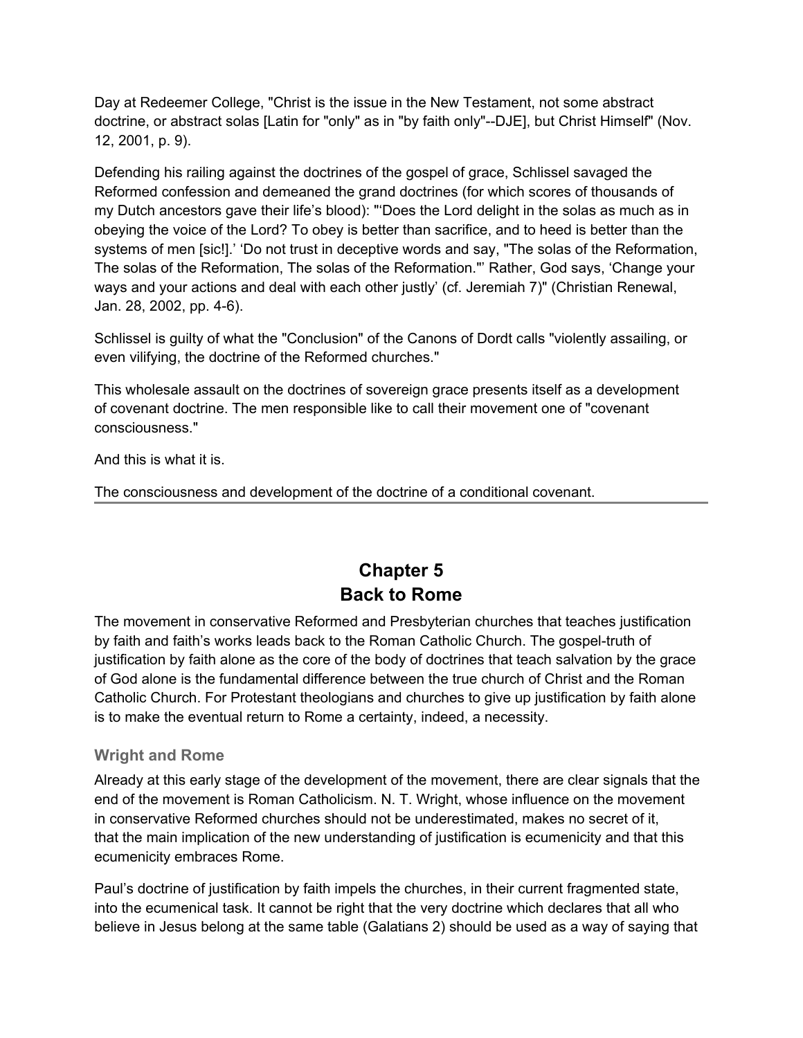Day at Redeemer College, "Christ is the issue in the New Testament, not some abstract doctrine, or abstract solas [Latin for "only" as in "by faith only"--DJE], but Christ Himself" (Nov. 12, 2001, p. 9).

Defending his railing against the doctrines of the gospel of grace, Schlissel savaged the Reformed confession and demeaned the grand doctrines (for which scores of thousands of my Dutch ancestors gave their life's blood): "'Does the Lord delight in the solas as much as in obeying the voice of the Lord? To obey is better than sacrifice, and to heed is better than the systems of men [sic!].' 'Do not trust in deceptive words and say, "The solas of the Reformation, The solas of the Reformation, The solas of the Reformation."' Rather, God says, 'Change your ways and your actions and deal with each other justly' (cf. Jeremiah 7)" (Christian Renewal, Jan. 28, 2002, pp. 4-6).

Schlissel is guilty of what the "Conclusion" of the Canons of Dordt calls "violently assailing, or even vilifying, the doctrine of the Reformed churches."

This wholesale assault on the doctrines of sovereign grace presents itself as a development of covenant doctrine. The men responsible like to call their movement one of "covenant consciousness."

And this is what it is.

The consciousness and development of the doctrine of a conditional covenant.

---

# Chapter 5
# Back to Rome

The movement in conservative Reformed and Presbyterian churches that teaches justification by faith and faith's works leads back to the Roman Catholic Church. The gospel-truth of justification by faith alone as the core of the body of doctrines that teach salvation by the grace of God alone is the fundamental difference between the true church of Christ and the Roman Catholic Church. For Protestant theologians and churches to give up justification by faith alone is to make the eventual return to Rome a certainty, indeed, a necessity.

### Wright and Rome

Already at this early stage of the development of the movement, there are clear signals that the end of the movement is Roman Catholicism. N. T. Wright, whose influence on the movement in conservative Reformed churches should not be underestimated, makes no secret of it, that the main implication of the new understanding of justification is ecumenicity and that this ecumenicity embraces Rome.

Paul's doctrine of justification by faith impels the churches, in their current fragmented state, into the ecumenical task. It cannot be right that the very doctrine which declares that all who believe in Jesus belong at the same table (Galatians 2) should be used as a way of saying that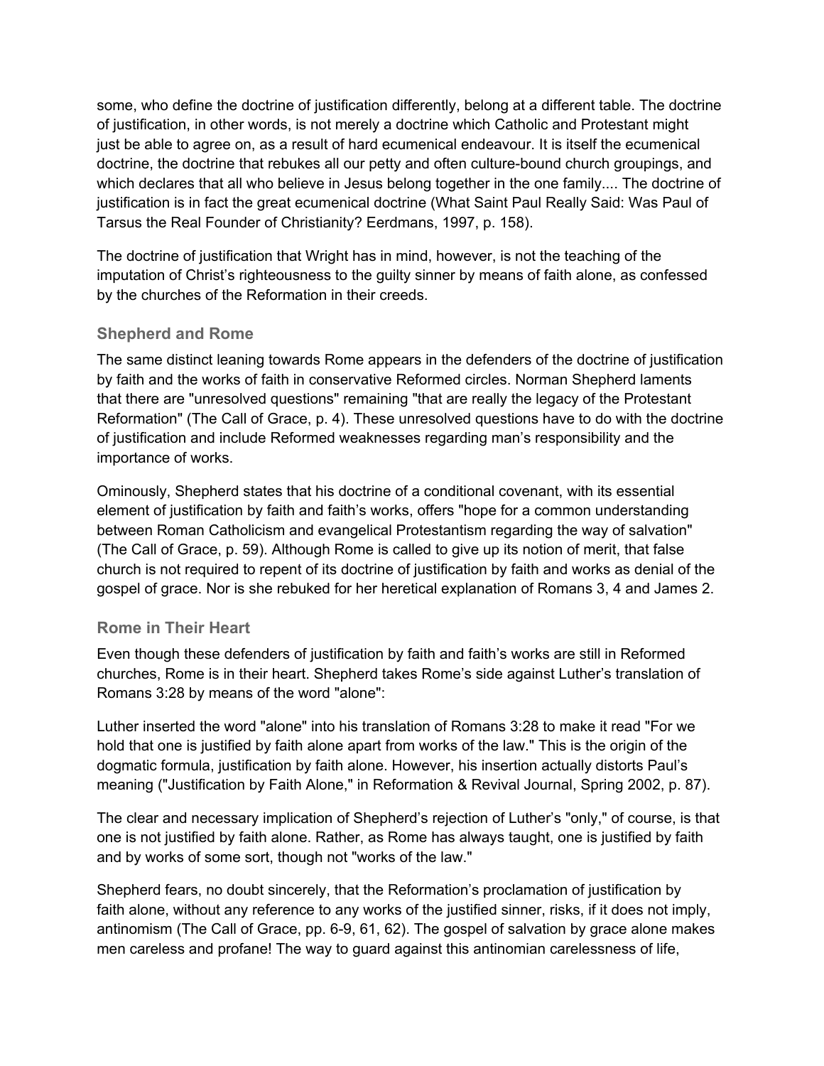some, who define the doctrine of justification differently, belong at a different table. The doctrine of justification, in other words, is not merely a doctrine which Catholic and Protestant might just be able to agree on, as a result of hard ecumenical endeavour. It is itself the ecumenical doctrine, the doctrine that rebukes all our petty and often culture-bound church groupings, and which declares that all who believe in Jesus belong together in the one family.... The doctrine of justification is in fact the great ecumenical doctrine (What Saint Paul Really Said: Was Paul of Tarsus the Real Founder of Christianity? Eerdmans, 1997, p. 158).

The doctrine of justification that Wright has in mind, however, is not the teaching of the imputation of Christ's righteousness to the guilty sinner by means of faith alone, as confessed by the churches of the Reformation in their creeds.

### Shepherd and Rome

The same distinct leaning towards Rome appears in the defenders of the doctrine of justification by faith and the works of faith in conservative Reformed circles. Norman Shepherd laments that there are "unresolved questions" remaining "that are really the legacy of the Protestant Reformation" (The Call of Grace, p. 4). These unresolved questions have to do with the doctrine of justification and include Reformed weaknesses regarding man's responsibility and the importance of works.

Ominously, Shepherd states that his doctrine of a conditional covenant, with its essential element of justification by faith and faith's works, offers "hope for a common understanding between Roman Catholicism and evangelical Protestantism regarding the way of salvation" (The Call of Grace, p. 59). Although Rome is called to give up its notion of merit, that false church is not required to repent of its doctrine of justification by faith and works as denial of the gospel of grace. Nor is she rebuked for her heretical explanation of Romans 3, 4 and James 2.

### Rome in Their Heart

Even though these defenders of justification by faith and faith's works are still in Reformed churches, Rome is in their heart. Shepherd takes Rome's side against Luther's translation of Romans 3:28 by means of the word "alone":

Luther inserted the word "alone" into his translation of Romans 3:28 to make it read "For we hold that one is justified by faith alone apart from works of the law." This is the origin of the dogmatic formula, justification by faith alone. However, his insertion actually distorts Paul's meaning ("Justification by Faith Alone," in Reformation & Revival Journal, Spring 2002, p. 87).

The clear and necessary implication of Shepherd's rejection of Luther's "only," of course, is that one is not justified by faith alone. Rather, as Rome has always taught, one is justified by faith and by works of some sort, though not "works of the law."

Shepherd fears, no doubt sincerely, that the Reformation's proclamation of justification by faith alone, without any reference to any works of the justified sinner, risks, if it does not imply, antinomism (The Call of Grace, pp. 6-9, 61, 62). The gospel of salvation by grace alone makes men careless and profane! The way to guard against this antinomian carelessness of life,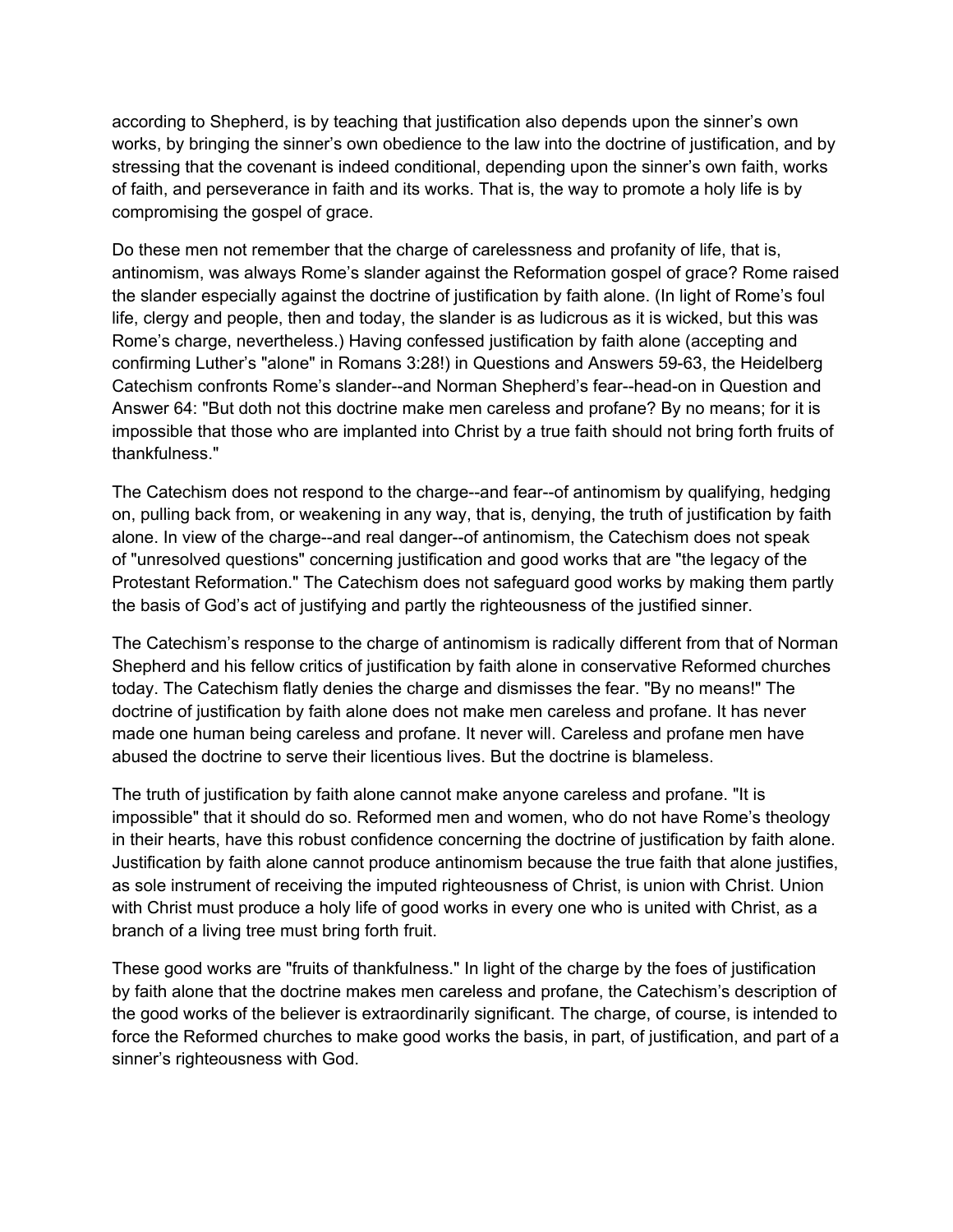according to Shepherd, is by teaching that justification also depends upon the sinner's own works, by bringing the sinner's own obedience to the law into the doctrine of justification, and by stressing that the covenant is indeed conditional, depending upon the sinner's own faith, works of faith, and perseverance in faith and its works. That is, the way to promote a holy life is by compromising the gospel of grace.

Do these men not remember that the charge of carelessness and profanity of life, that is, antinomism, was always Rome's slander against the Reformation gospel of grace? Rome raised the slander especially against the doctrine of justification by faith alone. (In light of Rome's foul life, clergy and people, then and today, the slander is as ludicrous as it is wicked, but this was Rome's charge, nevertheless.) Having confessed justification by faith alone (accepting and confirming Luther's "alone" in Romans 3:28!) in Questions and Answers 59-63, the Heidelberg Catechism confronts Rome's slander--and Norman Shepherd's fear--head-on in Question and Answer 64: "But doth not this doctrine make men careless and profane? By no means; for it is impossible that those who are implanted into Christ by a true faith should not bring forth fruits of thankfulness."

The Catechism does not respond to the charge--and fear--of antinomism by qualifying, hedging on, pulling back from, or weakening in any way, that is, denying, the truth of justification by faith alone. In view of the charge--and real danger--of antinomism, the Catechism does not speak of "unresolved questions" concerning justification and good works that are "the legacy of the Protestant Reformation." The Catechism does not safeguard good works by making them partly the basis of God's act of justifying and partly the righteousness of the justified sinner.

The Catechism's response to the charge of antinomism is radically different from that of Norman Shepherd and his fellow critics of justification by faith alone in conservative Reformed churches today. The Catechism flatly denies the charge and dismisses the fear. "By no means!" The doctrine of justification by faith alone does not make men careless and profane. It has never made one human being careless and profane. It never will. Careless and profane men have abused the doctrine to serve their licentious lives. But the doctrine is blameless.

The truth of justification by faith alone cannot make anyone careless and profane. "It is impossible" that it should do so. Reformed men and women, who do not have Rome's theology in their hearts, have this robust confidence concerning the doctrine of justification by faith alone. Justification by faith alone cannot produce antinomism because the true faith that alone justifies, as sole instrument of receiving the imputed righteousness of Christ, is union with Christ. Union with Christ must produce a holy life of good works in every one who is united with Christ, as a branch of a living tree must bring forth fruit.

These good works are "fruits of thankfulness." In light of the charge by the foes of justification by faith alone that the doctrine makes men careless and profane, the Catechism's description of the good works of the believer is extraordinarily significant. The charge, of course, is intended to force the Reformed churches to make good works the basis, in part, of justification, and part of a sinner's righteousness with God.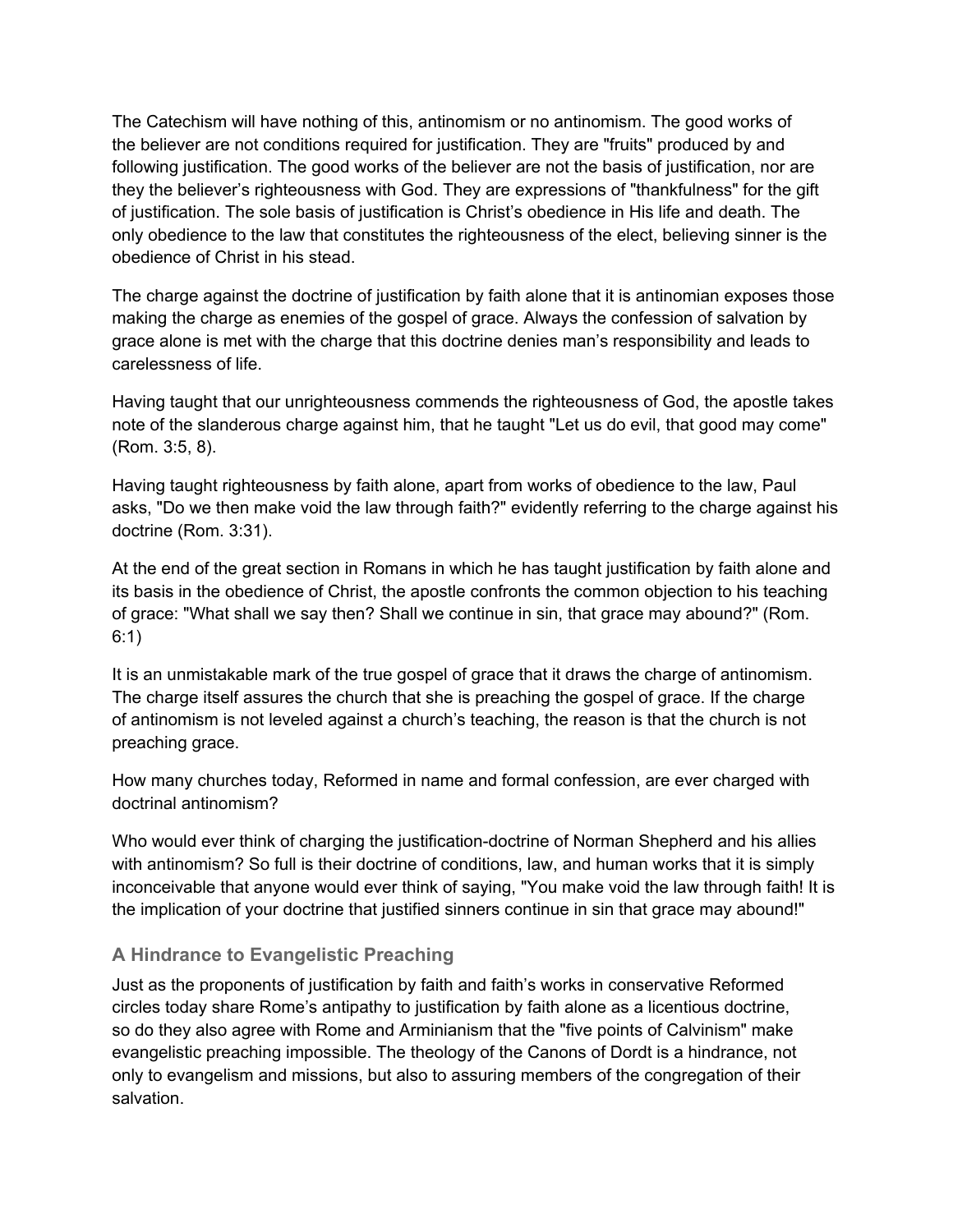The Catechism will have nothing of this, antinomism or no antinomism. The good works of the believer are not conditions required for justification. They are "fruits" produced by and following justification. The good works of the believer are not the basis of justification, nor are they the believer's righteousness with God. They are expressions of "thankfulness" for the gift of justification. The sole basis of justification is Christ's obedience in His life and death. The only obedience to the law that constitutes the righteousness of the elect, believing sinner is the obedience of Christ in his stead.

The charge against the doctrine of justification by faith alone that it is antinomian exposes those making the charge as enemies of the gospel of grace. Always the confession of salvation by grace alone is met with the charge that this doctrine denies man's responsibility and leads to carelessness of life.

Having taught that our unrighteousness commends the righteousness of God, the apostle takes note of the slanderous charge against him, that he taught "Let us do evil, that good may come" (Rom. 3:5, 8).

Having taught righteousness by faith alone, apart from works of obedience to the law, Paul asks, "Do we then make void the law through faith?" evidently referring to the charge against his doctrine (Rom. 3:31).

At the end of the great section in Romans in which he has taught justification by faith alone and its basis in the obedience of Christ, the apostle confronts the common objection to his teaching of grace: "What shall we say then? Shall we continue in sin, that grace may abound?" (Rom. 6:1)

It is an unmistakable mark of the true gospel of grace that it draws the charge of antinomism. The charge itself assures the church that she is preaching the gospel of grace. If the charge of antinomism is not leveled against a church's teaching, the reason is that the church is not preaching grace.

How many churches today, Reformed in name and formal confession, are ever charged with doctrinal antinomism?

Who would ever think of charging the justification-doctrine of Norman Shepherd and his allies with antinomism? So full is their doctrine of conditions, law, and human works that it is simply inconceivable that anyone would ever think of saying, "You make void the law through faith! It is the implication of your doctrine that justified sinners continue in sin that grace may abound!"

### A Hindrance to Evangelistic Preaching

Just as the proponents of justification by faith and faith's works in conservative Reformed circles today share Rome's antipathy to justification by faith alone as a licentious doctrine, so do they also agree with Rome and Arminianism that the "five points of Calvinism" make evangelistic preaching impossible. The theology of the Canons of Dordt is a hindrance, not only to evangelism and missions, but also to assuring members of the congregation of their salvation.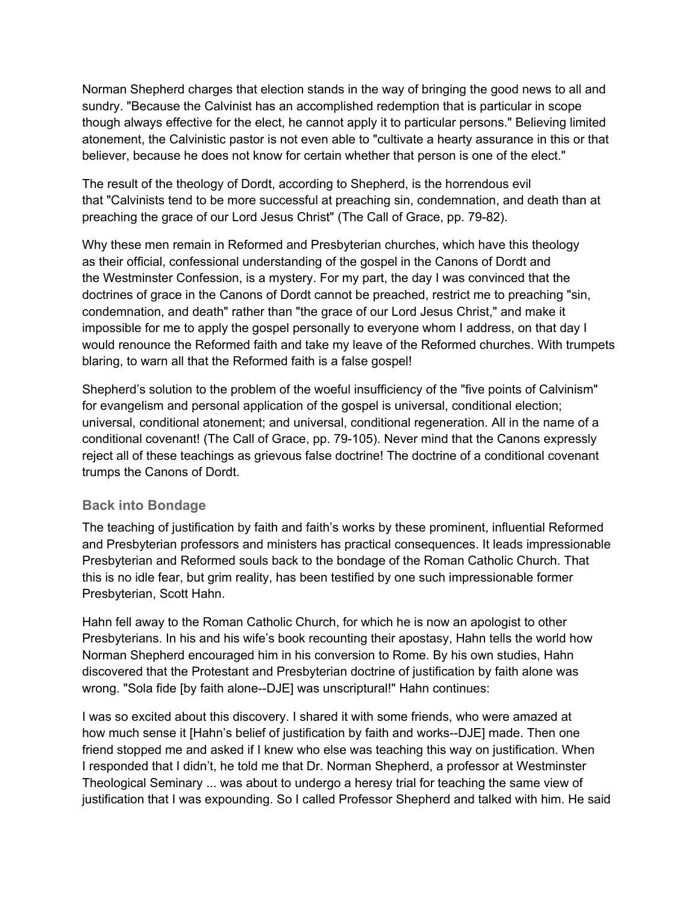Norman Shepherd charges that election stands in the way of bringing the good news to all and sundry. "Because the Calvinist has an accomplished redemption that is particular in scope though always effective for the elect, he cannot apply it to particular persons." Believing limited atonement, the Calvinistic pastor is not even able to "cultivate a hearty assurance in this or that believer, because he does not know for certain whether that person is one of the elect."

The result of the theology of Dordt, according to Shepherd, is the horrendous evil that "Calvinists tend to be more successful at preaching sin, condemnation, and death than at preaching the grace of our Lord Jesus Christ" (The Call of Grace, pp. 79-82).

Why these men remain in Reformed and Presbyterian churches, which have this theology as their official, confessional understanding of the gospel in the Canons of Dordt and the Westminster Confession, is a mystery. For my part, the day I was convinced that the doctrines of grace in the Canons of Dordt cannot be preached, restrict me to preaching "sin, condemnation, and death" rather than "the grace of our Lord Jesus Christ," and make it impossible for me to apply the gospel personally to everyone whom I address, on that day I would renounce the Reformed faith and take my leave of the Reformed churches. With trumpets blaring, to warn all that the Reformed faith is a false gospel!

Shepherd's solution to the problem of the woeful insufficiency of the "five points of Calvinism" for evangelism and personal application of the gospel is universal, conditional election; universal, conditional atonement; and universal, conditional regeneration. All in the name of a conditional covenant! (The Call of Grace, pp. 79-105). Never mind that the Canons expressly reject all of these teachings as grievous false doctrine! The doctrine of a conditional covenant trumps the Canons of Dordt.

### Back into Bondage

The teaching of justification by faith and faith's works by these prominent, influential Reformed and Presbyterian professors and ministers has practical consequences. It leads impressionable Presbyterian and Reformed souls back to the bondage of the Roman Catholic Church. That this is no idle fear, but grim reality, has been testified by one such impressionable former Presbyterian, Scott Hahn.

Hahn fell away to the Roman Catholic Church, for which he is now an apologist to other Presbyterians. In his and his wife's book recounting their apostasy, Hahn tells the world how Norman Shepherd encouraged him in his conversion to Rome. By his own studies, Hahn discovered that the Protestant and Presbyterian doctrine of justification by faith alone was wrong. "Sola fide [by faith alone--DJE] was unscriptural!" Hahn continues:

I was so excited about this discovery. I shared it with some friends, who were amazed at how much sense it [Hahn's belief of justification by faith and works--DJE] made. Then one friend stopped me and asked if I knew who else was teaching this way on justification. When I responded that I didn't, he told me that Dr. Norman Shepherd, a professor at Westminster Theological Seminary ... was about to undergo a heresy trial for teaching the same view of justification that I was expounding. So I called Professor Shepherd and talked with him. He said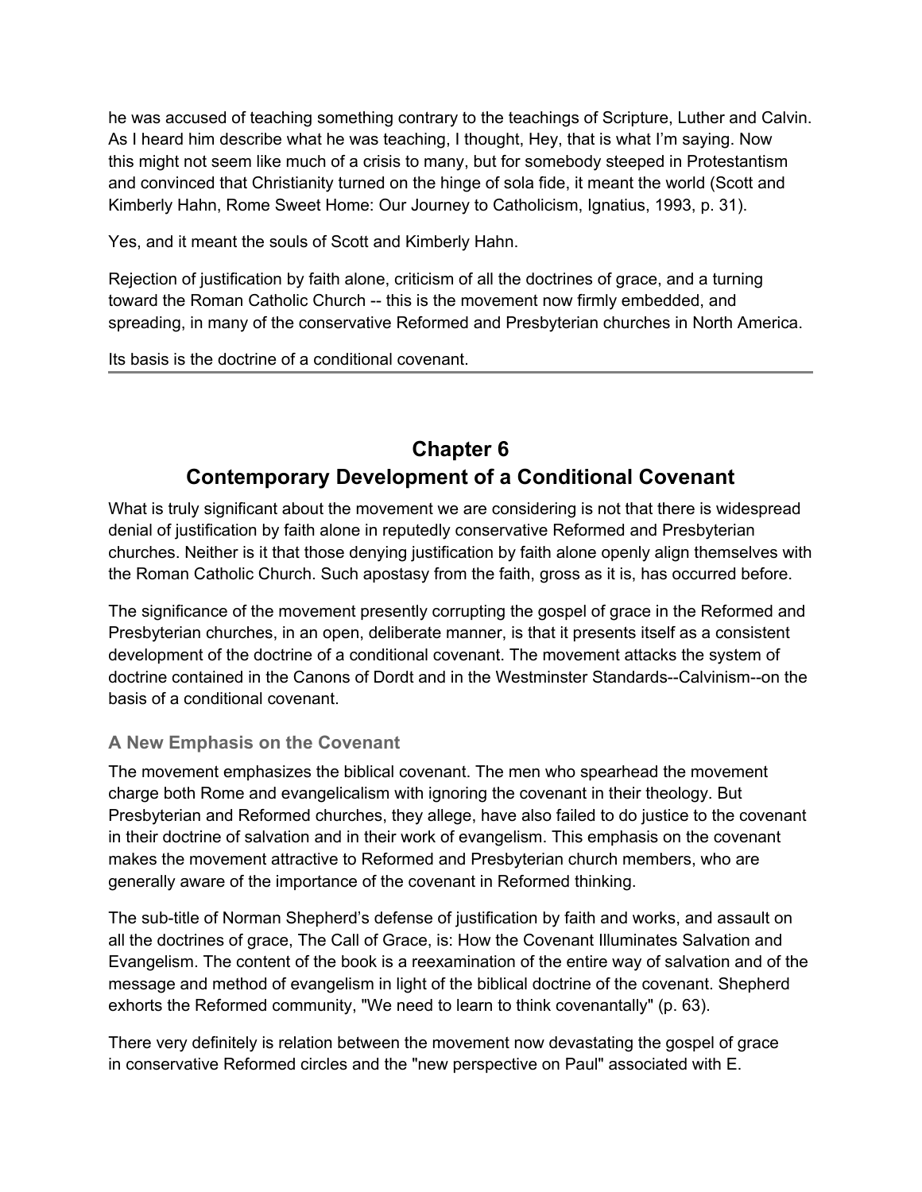he was accused of teaching something contrary to the teachings of Scripture, Luther and Calvin. As I heard him describe what he was teaching, I thought, Hey, that is what I'm saying. Now this might not seem like much of a crisis to many, but for somebody steeped in Protestantism and convinced that Christianity turned on the hinge of sola fide, it meant the world (Scott and Kimberly Hahn, Rome Sweet Home: Our Journey to Catholicism, Ignatius, 1993, p. 31).

Yes, and it meant the souls of Scott and Kimberly Hahn.

Rejection of justification by faith alone, criticism of all the doctrines of grace, and a turning toward the Roman Catholic Church -- this is the movement now firmly embedded, and spreading, in many of the conservative Reformed and Presbyterian churches in North America.

Its basis is the doctrine of a conditional covenant.

---

## Chapter 6
## Contemporary Development of a Conditional Covenant

What is truly significant about the movement we are considering is not that there is widespread denial of justification by faith alone in reputedly conservative Reformed and Presbyterian churches. Neither is it that those denying justification by faith alone openly align themselves with the Roman Catholic Church. Such apostasy from the faith, gross as it is, has occurred before.

The significance of the movement presently corrupting the gospel of grace in the Reformed and Presbyterian churches, in an open, deliberate manner, is that it presents itself as a consistent development of the doctrine of a conditional covenant. The movement attacks the system of doctrine contained in the Canons of Dordt and in the Westminster Standards--Calvinism--on the basis of a conditional covenant.

### A New Emphasis on the Covenant

The movement emphasizes the biblical covenant. The men who spearhead the movement charge both Rome and evangelicalism with ignoring the covenant in their theology. But Presbyterian and Reformed churches, they allege, have also failed to do justice to the covenant in their doctrine of salvation and in their work of evangelism. This emphasis on the covenant makes the movement attractive to Reformed and Presbyterian church members, who are generally aware of the importance of the covenant in Reformed thinking.

The sub-title of Norman Shepherd's defense of justification by faith and works, and assault on all the doctrines of grace, The Call of Grace, is: How the Covenant Illuminates Salvation and Evangelism. The content of the book is a reexamination of the entire way of salvation and of the message and method of evangelism in light of the biblical doctrine of the covenant. Shepherd exhorts the Reformed community, "We need to learn to think covenantally" (p. 63).

There very definitely is relation between the movement now devastating the gospel of grace in conservative Reformed circles and the "new perspective on Paul" associated with E.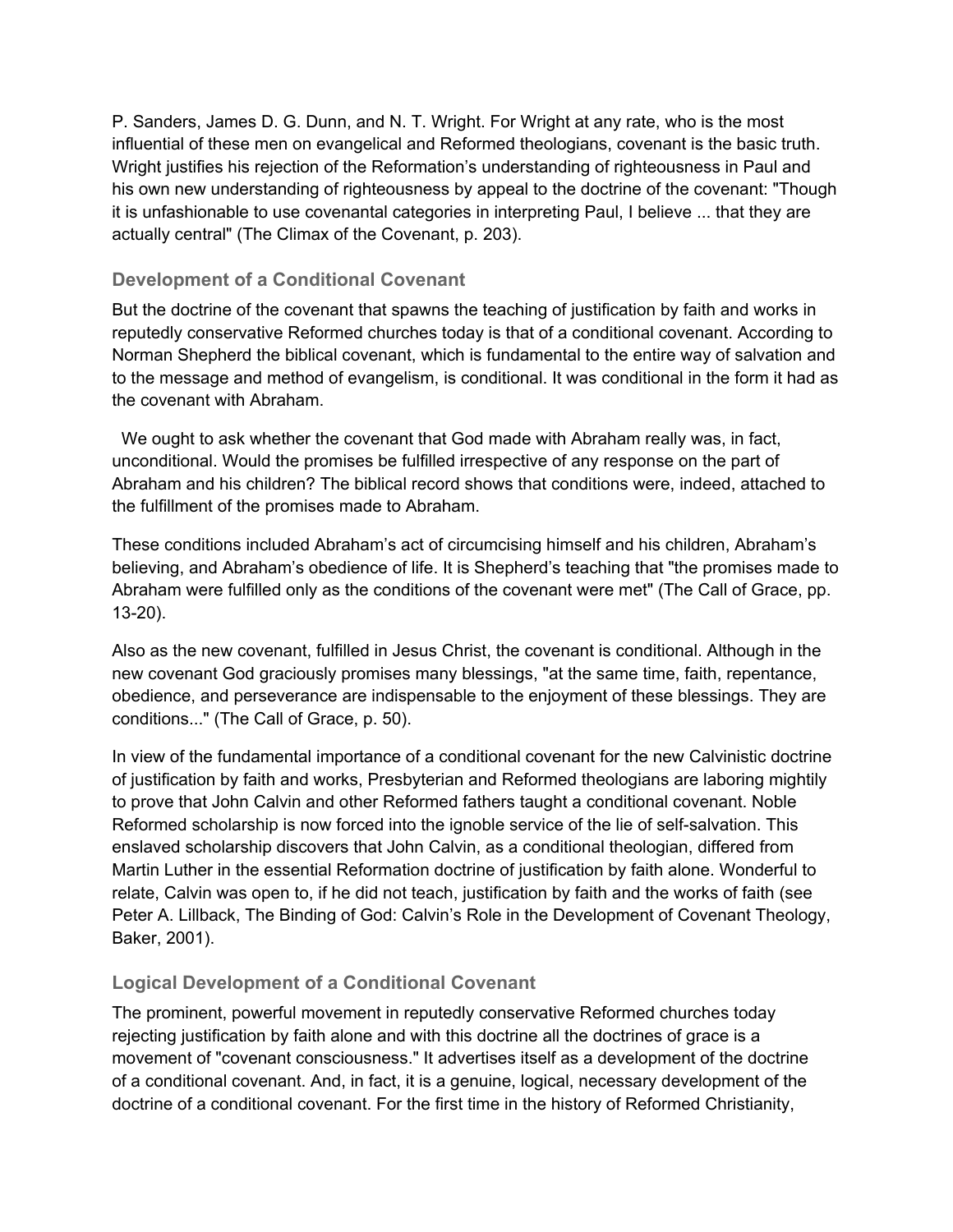P. Sanders, James D. G. Dunn, and N. T. Wright. For Wright at any rate, who is the most influential of these men on evangelical and Reformed theologians, covenant is the basic truth. Wright justifies his rejection of the Reformation's understanding of righteousness in Paul and his own new understanding of righteousness by appeal to the doctrine of the covenant: "Though it is unfashionable to use covenantal categories in interpreting Paul, I believe ... that they are actually central" (The Climax of the Covenant, p. 203).

### Development of a Conditional Covenant

But the doctrine of the covenant that spawns the teaching of justification by faith and works in reputedly conservative Reformed churches today is that of a conditional covenant. According to Norman Shepherd the biblical covenant, which is fundamental to the entire way of salvation and to the message and method of evangelism, is conditional. It was conditional in the form it had as the covenant with Abraham.

We ought to ask whether the covenant that God made with Abraham really was, in fact, unconditional. Would the promises be fulfilled irrespective of any response on the part of Abraham and his children? The biblical record shows that conditions were, indeed, attached to the fulfillment of the promises made to Abraham.

These conditions included Abraham's act of circumcising himself and his children, Abraham's believing, and Abraham's obedience of life. It is Shepherd's teaching that "the promises made to Abraham were fulfilled only as the conditions of the covenant were met" (The Call of Grace, pp. 13-20).

Also as the new covenant, fulfilled in Jesus Christ, the covenant is conditional. Although in the new covenant God graciously promises many blessings, "at the same time, faith, repentance, obedience, and perseverance are indispensable to the enjoyment of these blessings. They are conditions..." (The Call of Grace, p. 50).

In view of the fundamental importance of a conditional covenant for the new Calvinistic doctrine of justification by faith and works, Presbyterian and Reformed theologians are laboring mightily to prove that John Calvin and other Reformed fathers taught a conditional covenant. Noble Reformed scholarship is now forced into the ignoble service of the lie of self-salvation. This enslaved scholarship discovers that John Calvin, as a conditional theologian, differed from Martin Luther in the essential Reformation doctrine of justification by faith alone. Wonderful to relate, Calvin was open to, if he did not teach, justification by faith and the works of faith (see Peter A. Lillback, The Binding of God: Calvin's Role in the Development of Covenant Theology, Baker, 2001).

### Logical Development of a Conditional Covenant

The prominent, powerful movement in reputedly conservative Reformed churches today rejecting justification by faith alone and with this doctrine all the doctrines of grace is a movement of "covenant consciousness." It advertises itself as a development of the doctrine of a conditional covenant. And, in fact, it is a genuine, logical, necessary development of the doctrine of a conditional covenant. For the first time in the history of Reformed Christianity,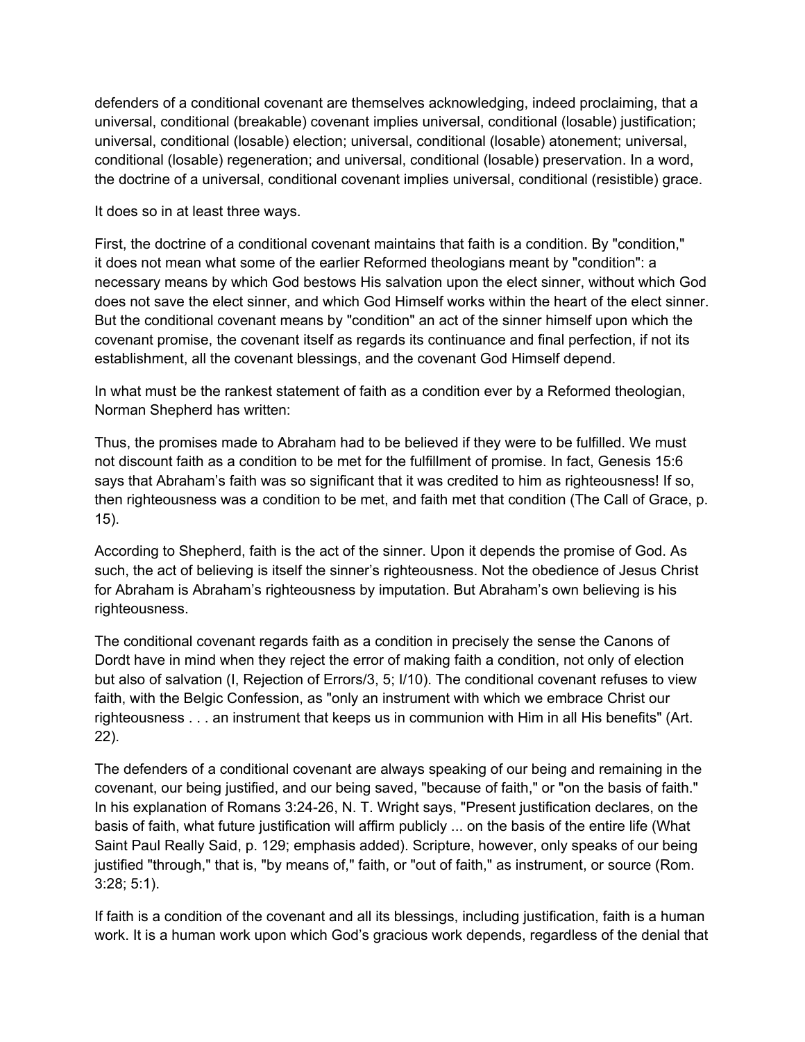defenders of a conditional covenant are themselves acknowledging, indeed proclaiming, that a universal, conditional (breakable) covenant implies universal, conditional (losable) justification; universal, conditional (losable) election; universal, conditional (losable) atonement; universal, conditional (losable) regeneration; and universal, conditional (losable) preservation. In a word, the doctrine of a universal, conditional covenant implies universal, conditional (resistible) grace.

It does so in at least three ways.

First, the doctrine of a conditional covenant maintains that faith is a condition. By "condition," it does not mean what some of the earlier Reformed theologians meant by "condition": a necessary means by which God bestows His salvation upon the elect sinner, without which God does not save the elect sinner, and which God Himself works within the heart of the elect sinner. But the conditional covenant means by "condition" an act of the sinner himself upon which the covenant promise, the covenant itself as regards its continuance and final perfection, if not its establishment, all the covenant blessings, and the covenant God Himself depend.

In what must be the rankest statement of faith as a condition ever by a Reformed theologian, Norman Shepherd has written:

Thus, the promises made to Abraham had to be believed if they were to be fulfilled. We must not discount faith as a condition to be met for the fulfillment of promise. In fact, Genesis 15:6 says that Abraham's faith was so significant that it was credited to him as righteousness! If so, then righteousness was a condition to be met, and faith met that condition (The Call of Grace, p. 15).

According to Shepherd, faith is the act of the sinner. Upon it depends the promise of God. As such, the act of believing is itself the sinner's righteousness. Not the obedience of Jesus Christ for Abraham is Abraham's righteousness by imputation. But Abraham's own believing is his righteousness.

The conditional covenant regards faith as a condition in precisely the sense the Canons of Dordt have in mind when they reject the error of making faith a condition, not only of election but also of salvation (I, Rejection of Errors/3, 5; I/10). The conditional covenant refuses to view faith, with the Belgic Confession, as "only an instrument with which we embrace Christ our righteousness . . . an instrument that keeps us in communion with Him in all His benefits" (Art. 22).

The defenders of a conditional covenant are always speaking of our being and remaining in the covenant, our being justified, and our being saved, "because of faith," or "on the basis of faith." In his explanation of Romans 3:24-26, N. T. Wright says, "Present justification declares, on the basis of faith, what future justification will affirm publicly ... on the basis of the entire life (What Saint Paul Really Said, p. 129; emphasis added). Scripture, however, only speaks of our being justified "through," that is, "by means of," faith, or "out of faith," as instrument, or source (Rom. 3:28; 5:1).

If faith is a condition of the covenant and all its blessings, including justification, faith is a human work. It is a human work upon which God's gracious work depends, regardless of the denial that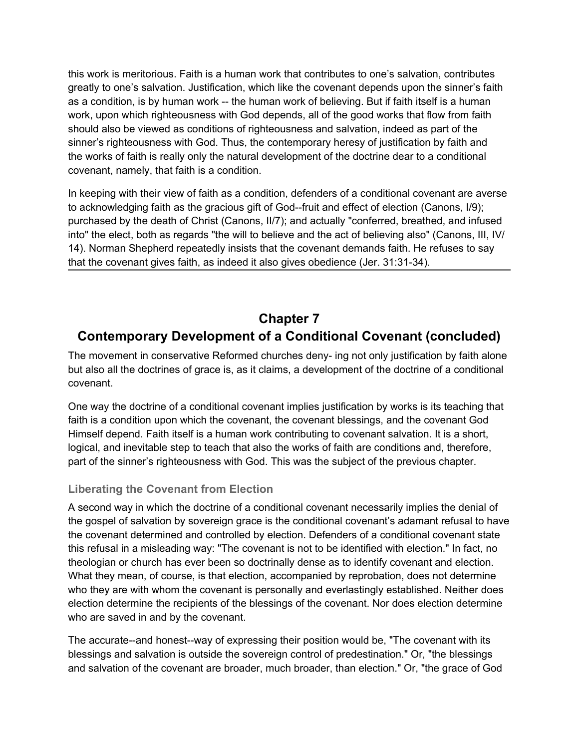this work is meritorious. Faith is a human work that contributes to one's salvation, contributes greatly to one's salvation. Justification, which like the covenant depends upon the sinner's faith as a condition, is by human work -- the human work of believing. But if faith itself is a human work, upon which righteousness with God depends, all of the good works that flow from faith should also be viewed as conditions of righteousness and salvation, indeed as part of the sinner's righteousness with God. Thus, the contemporary heresy of justification by faith and the works of faith is really only the natural development of the doctrine dear to a conditional covenant, namely, that faith is a condition.

In keeping with their view of faith as a condition, defenders of a conditional covenant are averse to acknowledging faith as the gracious gift of God--fruit and effect of election (Canons, I/9); purchased by the death of Christ (Canons, II/7); and actually "conferred, breathed, and infused into" the elect, both as regards "the will to believe and the act of believing also" (Canons, III, IV/14). Norman Shepherd repeatedly insists that the covenant demands faith. He refuses to say that the covenant gives faith, as indeed it also gives obedience (Jer. 31:31-34).

---

## Chapter 7
## Contemporary Development of a Conditional Covenant (concluded)

The movement in conservative Reformed churches deny- ing not only justification by faith alone but also all the doctrines of grace is, as it claims, a development of the doctrine of a conditional covenant.

One way the doctrine of a conditional covenant implies justification by works is its teaching that faith is a condition upon which the covenant, the covenant blessings, and the covenant God Himself depend. Faith itself is a human work contributing to covenant salvation. It is a short, logical, and inevitable step to teach that also the works of faith are conditions and, therefore, part of the sinner's righteousness with God. This was the subject of the previous chapter.

### Liberating the Covenant from Election

A second way in which the doctrine of a conditional covenant necessarily implies the denial of the gospel of salvation by sovereign grace is the conditional covenant's adamant refusal to have the covenant determined and controlled by election. Defenders of a conditional covenant state this refusal in a misleading way: "The covenant is not to be identified with election." In fact, no theologian or church has ever been so doctrinally dense as to identify covenant and election. What they mean, of course, is that election, accompanied by reprobation, does not determine who they are with whom the covenant is personally and everlastingly established. Neither does election determine the recipients of the blessings of the covenant. Nor does election determine who are saved in and by the covenant.

The accurate--and honest--way of expressing their position would be, "The covenant with its blessings and salvation is outside the sovereign control of predestination." Or, "the blessings and salvation of the covenant are broader, much broader, than election." Or, "the grace of God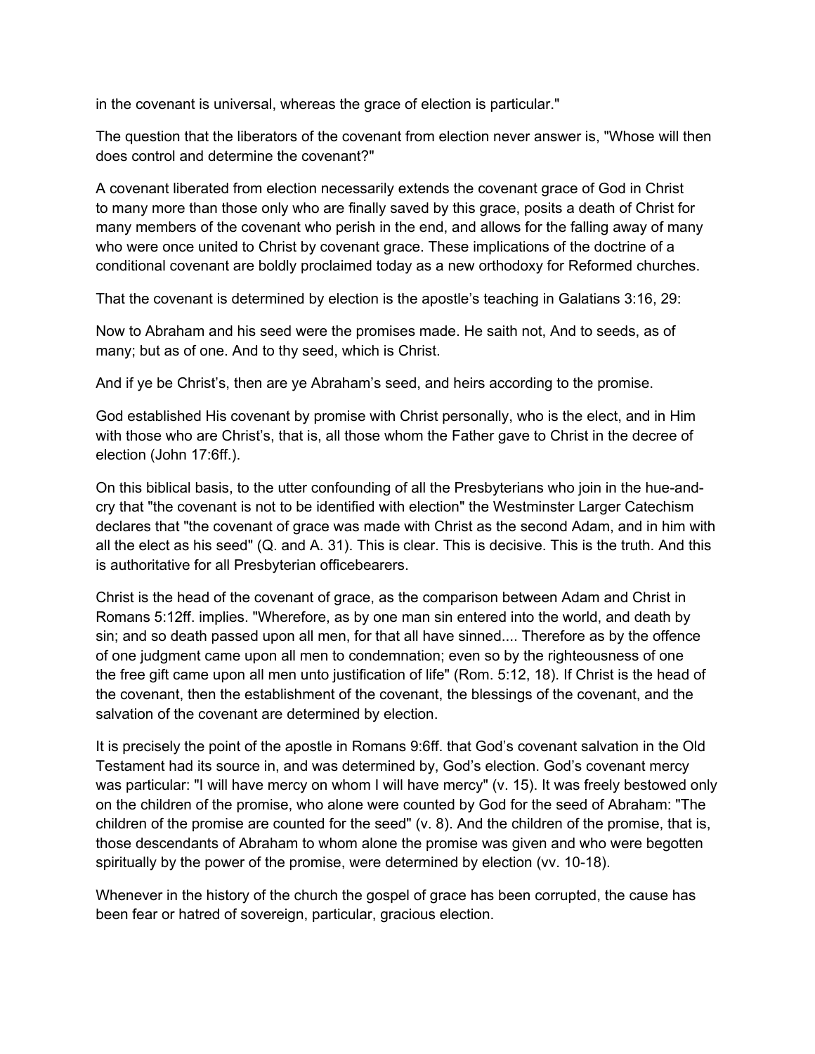in the covenant is universal, whereas the grace of election is particular."

The question that the liberators of the covenant from election never answer is, "Whose will then does control and determine the covenant?"

A covenant liberated from election necessarily extends the covenant grace of God in Christ to many more than those only who are finally saved by this grace, posits a death of Christ for many members of the covenant who perish in the end, and allows for the falling away of many who were once united to Christ by covenant grace. These implications of the doctrine of a conditional covenant are boldly proclaimed today as a new orthodoxy for Reformed churches.

That the covenant is determined by election is the apostle's teaching in Galatians 3:16, 29:

Now to Abraham and his seed were the promises made. He saith not, And to seeds, as of many; but as of one. And to thy seed, which is Christ.

And if ye be Christ's, then are ye Abraham's seed, and heirs according to the promise.

God established His covenant by promise with Christ personally, who is the elect, and in Him with those who are Christ's, that is, all those whom the Father gave to Christ in the decree of election (John 17:6ff.).

On this biblical basis, to the utter confounding of all the Presbyterians who join in the hue-and-cry that "the covenant is not to be identified with election" the Westminster Larger Catechism declares that "the covenant of grace was made with Christ as the second Adam, and in him with all the elect as his seed" (Q. and A. 31). This is clear. This is decisive. This is the truth. And this is authoritative for all Presbyterian officebearers.

Christ is the head of the covenant of grace, as the comparison between Adam and Christ in Romans 5:12ff. implies. "Wherefore, as by one man sin entered into the world, and death by sin; and so death passed upon all men, for that all have sinned.... Therefore as by the offence of one judgment came upon all men to condemnation; even so by the righteousness of one the free gift came upon all men unto justification of life" (Rom. 5:12, 18). If Christ is the head of the covenant, then the establishment of the covenant, the blessings of the covenant, and the salvation of the covenant are determined by election.

It is precisely the point of the apostle in Romans 9:6ff. that God's covenant salvation in the Old Testament had its source in, and was determined by, God's election. God's covenant mercy was particular: "I will have mercy on whom I will have mercy" (v. 15). It was freely bestowed only on the children of the promise, who alone were counted by God for the seed of Abraham: "The children of the promise are counted for the seed" (v. 8). And the children of the promise, that is, those descendants of Abraham to whom alone the promise was given and who were begotten spiritually by the power of the promise, were determined by election (vv. 10-18).

Whenever in the history of the church the gospel of grace has been corrupted, the cause has been fear or hatred of sovereign, particular, gracious election.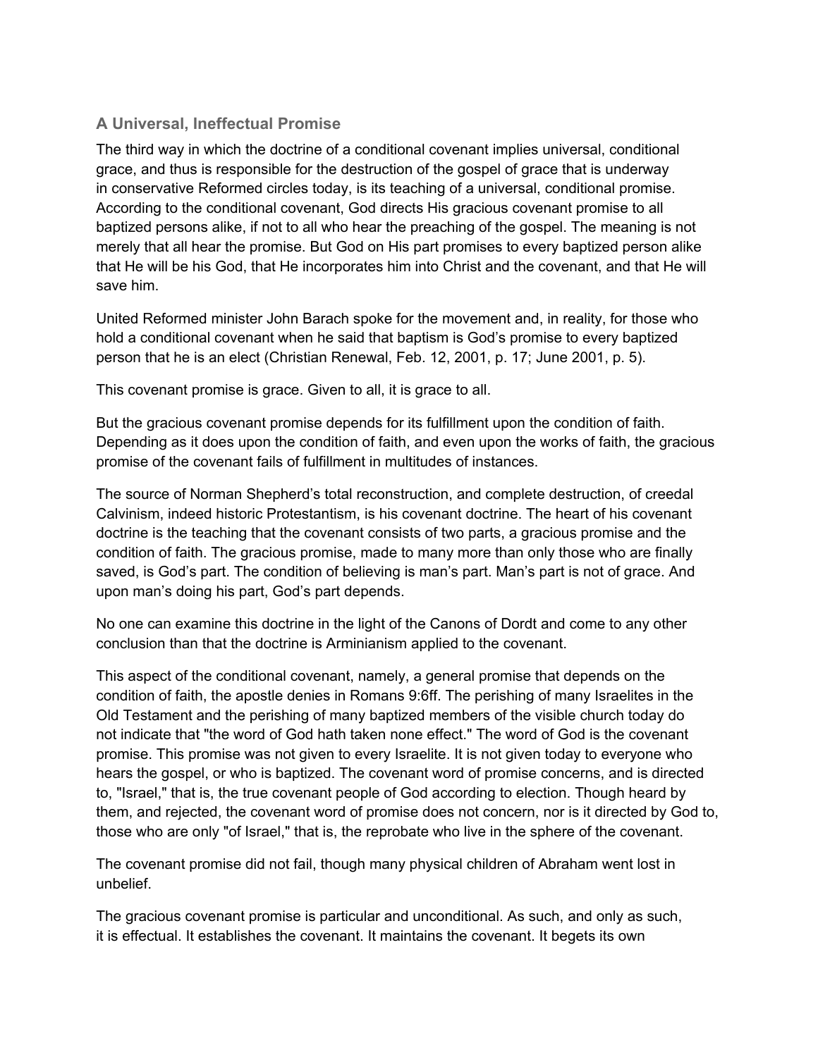### A Universal, Ineffectual Promise

The third way in which the doctrine of a conditional covenant implies universal, conditional grace, and thus is responsible for the destruction of the gospel of grace that is underway in conservative Reformed circles today, is its teaching of a universal, conditional promise. According to the conditional covenant, God directs His gracious covenant promise to all baptized persons alike, if not to all who hear the preaching of the gospel. The meaning is not merely that all hear the promise. But God on His part promises to every baptized person alike that He will be his God, that He incorporates him into Christ and the covenant, and that He will save him.

United Reformed minister John Barach spoke for the movement and, in reality, for those who hold a conditional covenant when he said that baptism is God's promise to every baptized person that he is an elect (Christian Renewal, Feb. 12, 2001, p. 17; June 2001, p. 5).

This covenant promise is grace. Given to all, it is grace to all.

But the gracious covenant promise depends for its fulfillment upon the condition of faith. Depending as it does upon the condition of faith, and even upon the works of faith, the gracious promise of the covenant fails of fulfillment in multitudes of instances.

The source of Norman Shepherd's total reconstruction, and complete destruction, of creedal Calvinism, indeed historic Protestantism, is his covenant doctrine. The heart of his covenant doctrine is the teaching that the covenant consists of two parts, a gracious promise and the condition of faith. The gracious promise, made to many more than only those who are finally saved, is God's part. The condition of believing is man's part. Man's part is not of grace. And upon man's doing his part, God's part depends.

No one can examine this doctrine in the light of the Canons of Dordt and come to any other conclusion than that the doctrine is Arminianism applied to the covenant.

This aspect of the conditional covenant, namely, a general promise that depends on the condition of faith, the apostle denies in Romans 9:6ff. The perishing of many Israelites in the Old Testament and the perishing of many baptized members of the visible church today do not indicate that "the word of God hath taken none effect." The word of God is the covenant promise. This promise was not given to every Israelite. It is not given today to everyone who hears the gospel, or who is baptized. The covenant word of promise concerns, and is directed to, "Israel," that is, the true covenant people of God according to election. Though heard by them, and rejected, the covenant word of promise does not concern, nor is it directed by God to, those who are only "of Israel," that is, the reprobate who live in the sphere of the covenant.

The covenant promise did not fail, though many physical children of Abraham went lost in unbelief.

The gracious covenant promise is particular and unconditional. As such, and only as such, it is effectual. It establishes the covenant. It maintains the covenant. It begets its own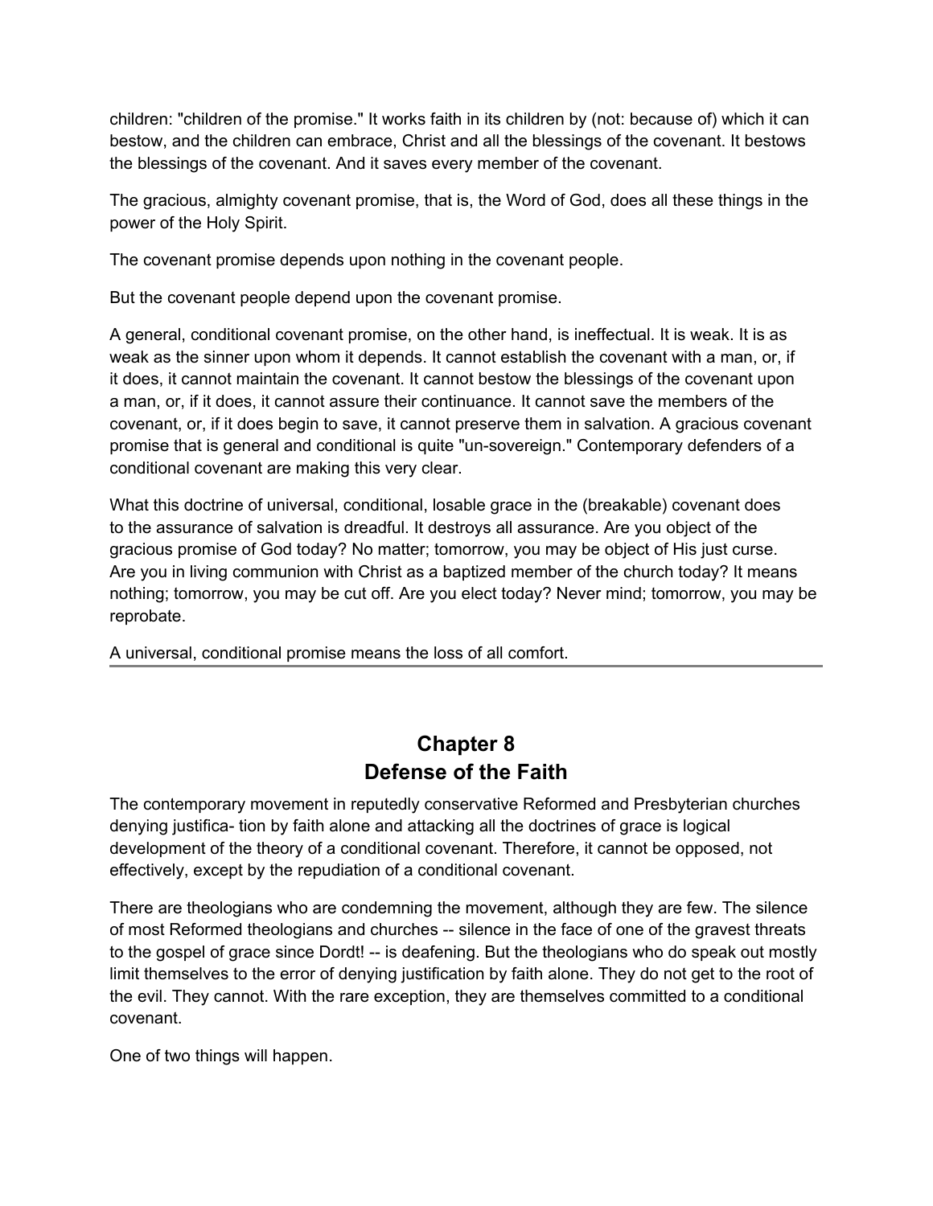children: "children of the promise." It works faith in its children by (not: because of) which it can bestow, and the children can embrace, Christ and all the blessings of the covenant. It bestows the blessings of the covenant. And it saves every member of the covenant.

The gracious, almighty covenant promise, that is, the Word of God, does all these things in the power of the Holy Spirit.

The covenant promise depends upon nothing in the covenant people.

But the covenant people depend upon the covenant promise.

A general, conditional covenant promise, on the other hand, is ineffectual. It is weak. It is as weak as the sinner upon whom it depends. It cannot establish the covenant with a man, or, if it does, it cannot maintain the covenant. It cannot bestow the blessings of the covenant upon a man, or, if it does, it cannot assure their continuance. It cannot save the members of the covenant, or, if it does begin to save, it cannot preserve them in salvation. A gracious covenant promise that is general and conditional is quite "un-sovereign." Contemporary defenders of a conditional covenant are making this very clear.

What this doctrine of universal, conditional, losable grace in the (breakable) covenant does to the assurance of salvation is dreadful. It destroys all assurance. Are you object of the gracious promise of God today? No matter; tomorrow, you may be object of His just curse. Are you in living communion with Christ as a baptized member of the church today? It means nothing; tomorrow, you may be cut off. Are you elect today? Never mind; tomorrow, you may be reprobate.

A universal, conditional promise means the loss of all comfort.

---

## Chapter 8
## Defense of the Faith

The contemporary movement in reputedly conservative Reformed and Presbyterian churches denying justifica- tion by faith alone and attacking all the doctrines of grace is logical development of the theory of a conditional covenant. Therefore, it cannot be opposed, not effectively, except by the repudiation of a conditional covenant.

There are theologians who are condemning the movement, although they are few. The silence of most Reformed theologians and churches -- silence in the face of one of the gravest threats to the gospel of grace since Dordt! -- is deafening. But the theologians who do speak out mostly limit themselves to the error of denying justification by faith alone. They do not get to the root of the evil. They cannot. With the rare exception, they are themselves committed to a conditional covenant.

One of two things will happen.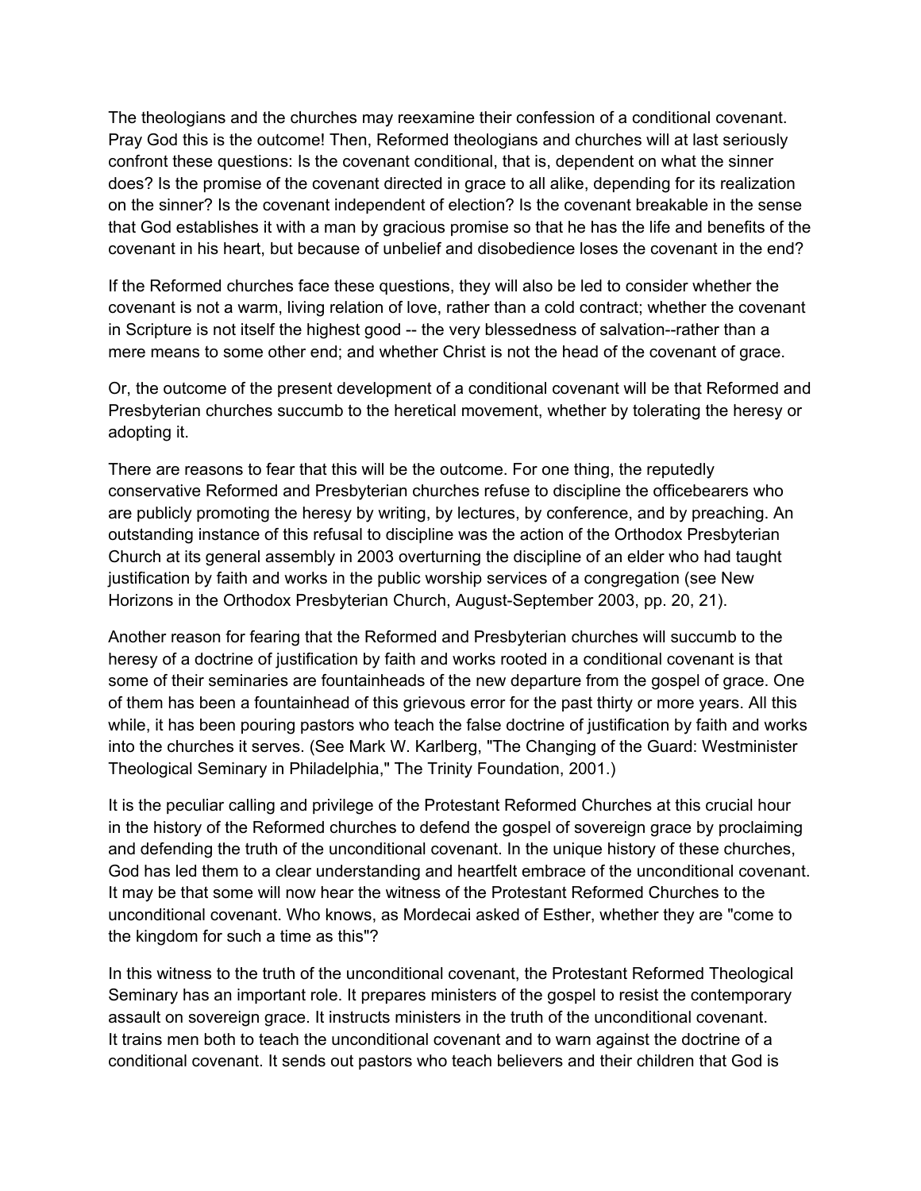The theologians and the churches may reexamine their confession of a conditional covenant. Pray God this is the outcome! Then, Reformed theologians and churches will at last seriously confront these questions: Is the covenant conditional, that is, dependent on what the sinner does? Is the promise of the covenant directed in grace to all alike, depending for its realization on the sinner? Is the covenant independent of election? Is the covenant breakable in the sense that God establishes it with a man by gracious promise so that he has the life and benefits of the covenant in his heart, but because of unbelief and disobedience loses the covenant in the end?

If the Reformed churches face these questions, they will also be led to consider whether the covenant is not a warm, living relation of love, rather than a cold contract; whether the covenant in Scripture is not itself the highest good -- the very blessedness of salvation--rather than a mere means to some other end; and whether Christ is not the head of the covenant of grace.

Or, the outcome of the present development of a conditional covenant will be that Reformed and Presbyterian churches succumb to the heretical movement, whether by tolerating the heresy or adopting it.

There are reasons to fear that this will be the outcome. For one thing, the reputedly conservative Reformed and Presbyterian churches refuse to discipline the officebearers who are publicly promoting the heresy by writing, by lectures, by conference, and by preaching. An outstanding instance of this refusal to discipline was the action of the Orthodox Presbyterian Church at its general assembly in 2003 overturning the discipline of an elder who had taught justification by faith and works in the public worship services of a congregation (see New Horizons in the Orthodox Presbyterian Church, August-September 2003, pp. 20, 21).

Another reason for fearing that the Reformed and Presbyterian churches will succumb to the heresy of a doctrine of justification by faith and works rooted in a conditional covenant is that some of their seminaries are fountainheads of the new departure from the gospel of grace. One of them has been a fountainhead of this grievous error for the past thirty or more years. All this while, it has been pouring pastors who teach the false doctrine of justification by faith and works into the churches it serves. (See Mark W. Karlberg, "The Changing of the Guard: Westminister Theological Seminary in Philadelphia," The Trinity Foundation, 2001.)

It is the peculiar calling and privilege of the Protestant Reformed Churches at this crucial hour in the history of the Reformed churches to defend the gospel of sovereign grace by proclaiming and defending the truth of the unconditional covenant. In the unique history of these churches, God has led them to a clear understanding and heartfelt embrace of the unconditional covenant. It may be that some will now hear the witness of the Protestant Reformed Churches to the unconditional covenant. Who knows, as Mordecai asked of Esther, whether they are "come to the kingdom for such a time as this"?

In this witness to the truth of the unconditional covenant, the Protestant Reformed Theological Seminary has an important role. It prepares ministers of the gospel to resist the contemporary assault on sovereign grace. It instructs ministers in the truth of the unconditional covenant. It trains men both to teach the unconditional covenant and to warn against the doctrine of a conditional covenant. It sends out pastors who teach believers and their children that God is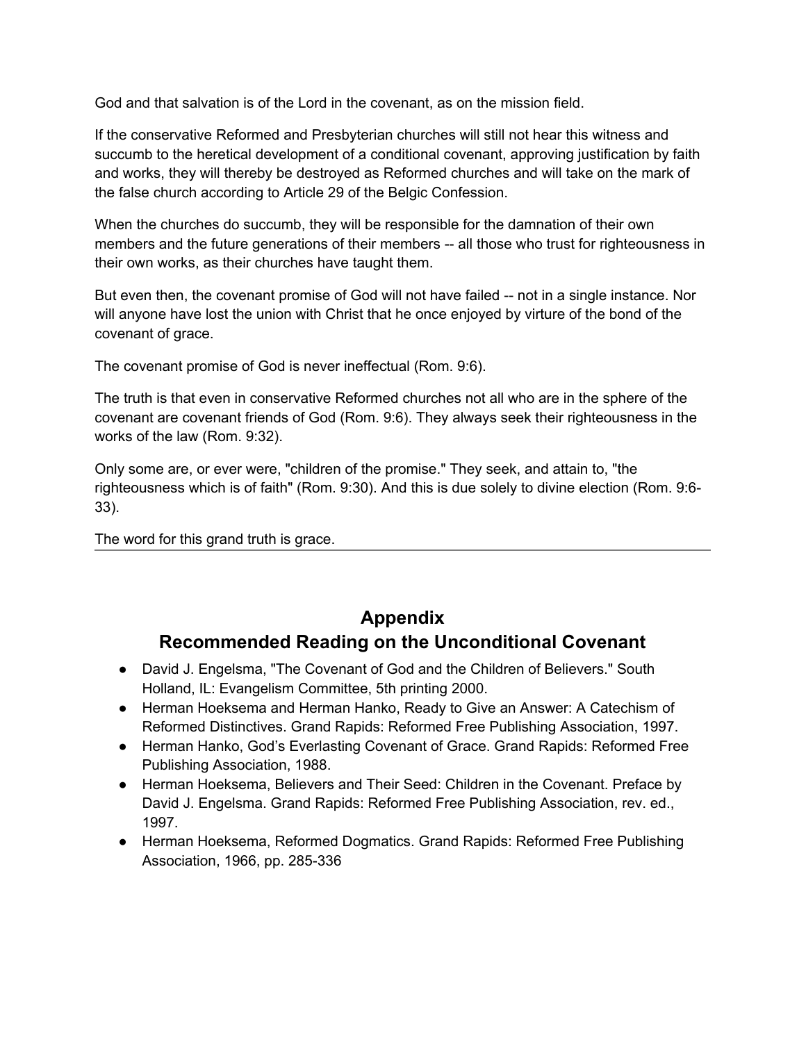God and that salvation is of the Lord in the covenant, as on the mission field.

If the conservative Reformed and Presbyterian churches will still not hear this witness and succumb to the heretical development of a conditional covenant, approving justification by faith and works, they will thereby be destroyed as Reformed churches and will take on the mark of the false church according to Article 29 of the Belgic Confession.

When the churches do succumb, they will be responsible for the damnation of their own members and the future generations of their members -- all those who trust for righteousness in their own works, as their churches have taught them.

But even then, the covenant promise of God will not have failed -- not in a single instance. Nor will anyone have lost the union with Christ that he once enjoyed by virture of the bond of the covenant of grace.

The covenant promise of God is never ineffectual (Rom. 9:6).

The truth is that even in conservative Reformed churches not all who are in the sphere of the covenant are covenant friends of God (Rom. 9:6). They always seek their righteousness in the works of the law (Rom. 9:32).

Only some are, or ever were, "children of the promise." They seek, and attain to, "the righteousness which is of faith" (Rom. 9:30). And this is due solely to divine election (Rom. 9:6-33).

The word for this grand truth is grace.

---

## Appendix
## Recommended Reading on the Unconditional Covenant

- David J. Engelsma, "The Covenant of God and the Children of Believers." South Holland, IL: Evangelism Committee, 5th printing 2000.
- Herman Hoeksema and Herman Hanko, Ready to Give an Answer: A Catechism of Reformed Distinctives. Grand Rapids: Reformed Free Publishing Association, 1997.
- Herman Hanko, God's Everlasting Covenant of Grace. Grand Rapids: Reformed Free Publishing Association, 1988.
- Herman Hoeksema, Believers and Their Seed: Children in the Covenant. Preface by David J. Engelsma. Grand Rapids: Reformed Free Publishing Association, rev. ed., 1997.
- Herman Hoeksema, Reformed Dogmatics. Grand Rapids: Reformed Free Publishing Association, 1966, pp. 285-336